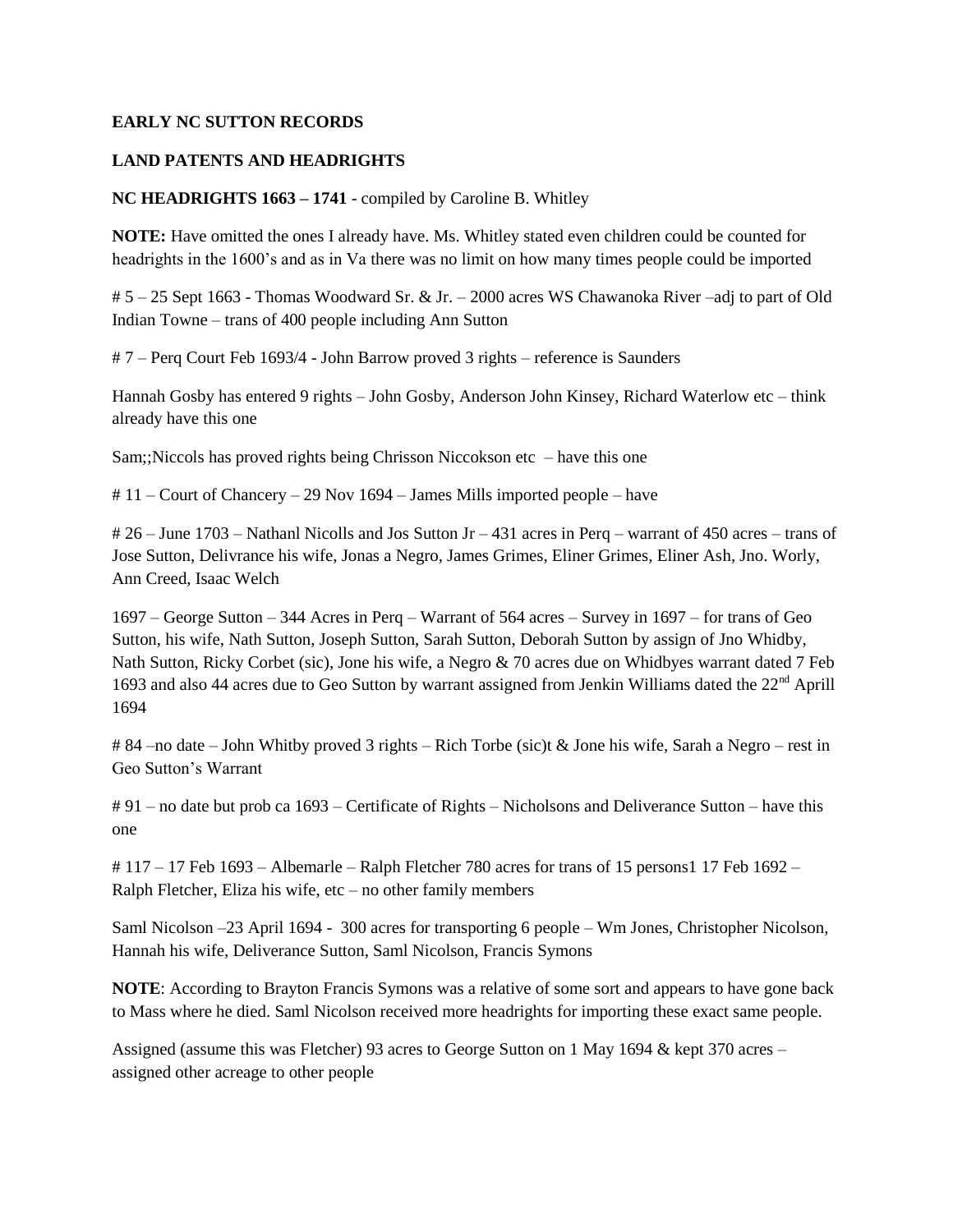**EARLY NC SUTTON RECORDS**

**LAND PATENTS AND HEADRIGHTS**

**NC HEADRIGHTS 1663 – 1741** - compiled by Caroline B. Whitley

**NOTE:** Have omitted the ones I already have. Ms. Whitley stated even children could be counted for headrights in the 1600's and as in Va there was no limit on how many times people could be imported

# 5 – 25 Sept 1663 - Thomas Woodward Sr. & Jr. – 2000 acres WS Chawanoka River –adj to part of Old Indian Towne – trans of 400 people including Ann Sutton

# 7 – Perq Court Feb 1693/4 - John Barrow proved 3 rights – reference is Saunders

Hannah Gosby has entered 9 rights – John Gosby, Anderson John Kinsey, Richard Waterlow etc – think already have this one

Sam;;Niccols has proved rights being Chrisson Niccokson etc – have this one

# 11 – Court of Chancery – 29 Nov 1694 – James Mills imported people – have

# 26 – June 1703 – Nathanl Nicolls and Jos Sutton Jr – 431 acres in Perq – warrant of 450 acres – trans of Jose Sutton, Delivrance his wife, Jonas a Negro, James Grimes, Eliner Grimes, Eliner Ash, Jno. Worly, Ann Creed, Isaac Welch

1697 – George Sutton – 344 Acres in Perq – Warrant of 564 acres – Survey in 1697 – for trans of Geo Sutton, his wife, Nath Sutton, Joseph Sutton, Sarah Sutton, Deborah Sutton by assign of Jno Whidby, Nath Sutton, Ricky Corbet (sic), Jone his wife, a Negro & 70 acres due on Whidbyes warrant dated 7 Feb 1693 and also 44 acres due to Geo Sutton by warrant assigned from Jenkin Williams dated the 22nd Aprill 1694

# 84 –no date – John Whitby proved 3 rights – Rich Torbe (sic)t & Jone his wife, Sarah a Negro – rest in Geo Sutton's Warrant

# 91 – no date but prob ca 1693 – Certificate of Rights – Nicholsons and Deliverance Sutton – have this one

# 117 – 17 Feb 1693 – Albemarle – Ralph Fletcher 780 acres for trans of 15 persons1 17 Feb 1692 – Ralph Fletcher, Eliza his wife, etc – no other family members

Saml Nicolson –23 April 1694 - 300 acres for transporting 6 people – Wm Jones, Christopher Nicolson, Hannah his wife, Deliverance Sutton, Saml Nicolson, Francis Symons

**NOTE**: According to Brayton Francis Symons was a relative of some sort and appears to have gone back to Mass where he died. Saml Nicolson received more headrights for importing these exact same people.

Assigned (assume this was Fletcher) 93 acres to George Sutton on 1 May 1694 & kept 370 acres – assigned other acreage to other people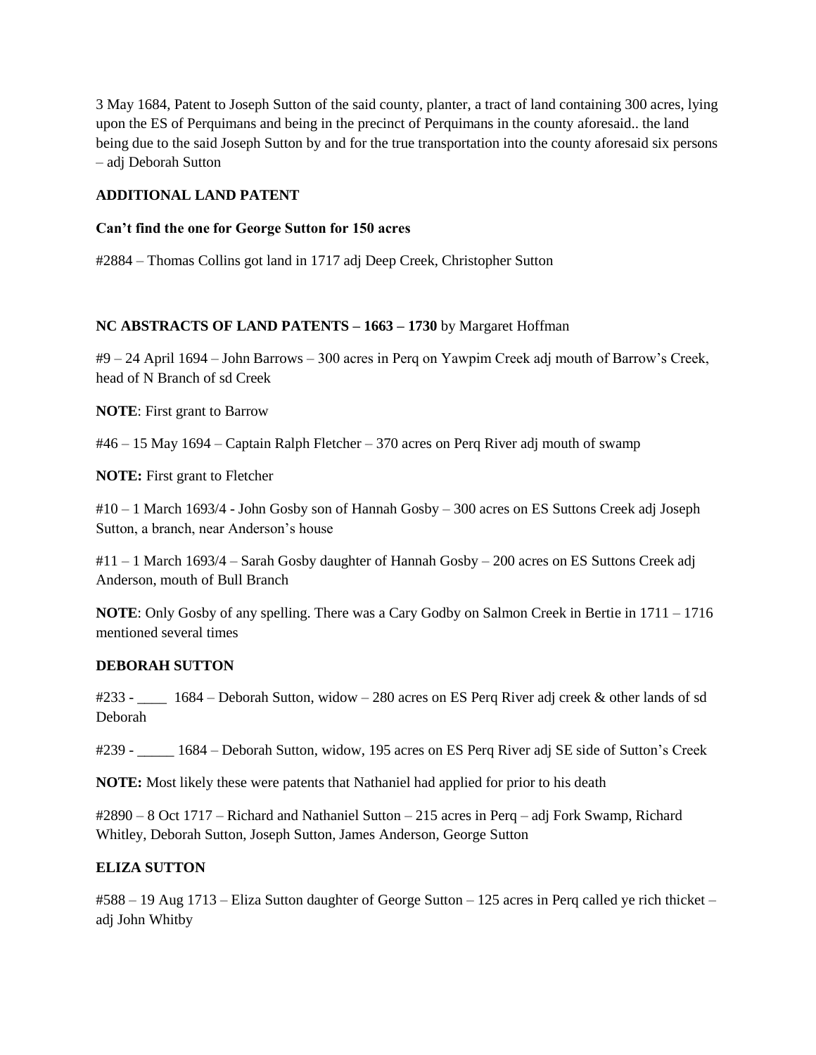3 May 1684, Patent to Joseph Sutton of the said county, planter, a tract of land containing 300 acres, lying upon the ES of Perquimans and being in the precinct of Perquimans in the county aforesaid.. the land being due to the said Joseph Sutton by and for the true transportation into the county aforesaid six persons – adj Deborah Sutton

**ADDITIONAL LAND PATENT**

**Can't find the one for George Sutton for 150 acres**

#2884 – Thomas Collins got land in 1717 adj Deep Creek, Christopher Sutton

**NC ABSTRACTS OF LAND PATENTS – 1663 – 1730** by Margaret Hoffman

#9 – 24 April 1694 – John Barrows – 300 acres in Perq on Yawpim Creek adj mouth of Barrow's Creek, head of N Branch of sd Creek

**NOTE**: First grant to Barrow

#46 – 15 May 1694 – Captain Ralph Fletcher – 370 acres on Perq River adj mouth of swamp

**NOTE:** First grant to Fletcher

#10 – 1 March 1693/4 - John Gosby son of Hannah Gosby – 300 acres on ES Suttons Creek adj Joseph Sutton, a branch, near Anderson's house

#11 – 1 March 1693/4 – Sarah Gosby daughter of Hannah Gosby – 200 acres on ES Suttons Creek adj Anderson, mouth of Bull Branch

**NOTE**: Only Gosby of any spelling. There was a Cary Godby on Salmon Creek in Bertie in 1711 – 1716 mentioned several times

**DEBORAH SUTTON**

#233 - ____ 1684 – Deborah Sutton, widow – 280 acres on ES Perq River adj creek & other lands of sd Deborah

#239 - _____ 1684 – Deborah Sutton, widow, 195 acres on ES Perq River adj SE side of Sutton's Creek

**NOTE:** Most likely these were patents that Nathaniel had applied for prior to his death

#2890 – 8 Oct 1717 – Richard and Nathaniel Sutton – 215 acres in Perq – adj Fork Swamp, Richard Whitley, Deborah Sutton, Joseph Sutton, James Anderson, George Sutton

**ELIZA SUTTON**

#588 – 19 Aug 1713 – Eliza Sutton daughter of George Sutton – 125 acres in Perq called ye rich thicket – adj John Whitby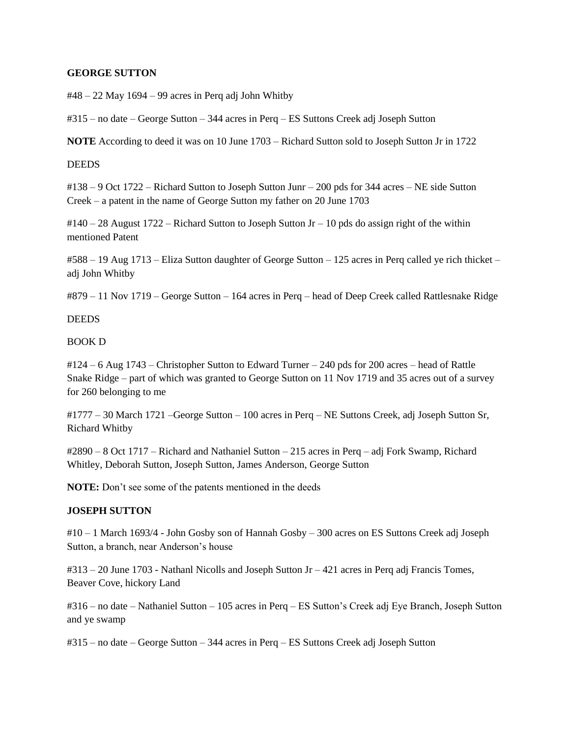**GEORGE SUTTON**

#48 – 22 May 1694 – 99 acres in Perq adj John Whitby

#315 – no date – George Sutton – 344 acres in Perq – ES Suttons Creek adj Joseph Sutton

**NOTE** According to deed it was on 10 June 1703 – Richard Sutton sold to Joseph Sutton Jr in 1722

DEEDS

#138 – 9 Oct 1722 – Richard Sutton to Joseph Sutton Junr – 200 pds for 344 acres – NE side Sutton Creek – a patent in the name of George Sutton my father on 20 June 1703

#140 – 28 August 1722 – Richard Sutton to Joseph Sutton Jr – 10 pds do assign right of the within mentioned Patent

#588 – 19 Aug 1713 – Eliza Sutton daughter of George Sutton – 125 acres in Perq called ye rich thicket – adj John Whitby

#879 – 11 Nov 1719 – George Sutton – 164 acres in Perq – head of Deep Creek called Rattlesnake Ridge

DEEDS

BOOK D

#124 – 6 Aug 1743 – Christopher Sutton to Edward Turner – 240 pds for 200 acres – head of Rattle Snake Ridge – part of which was granted to George Sutton on 11 Nov 1719 and 35 acres out of a survey for 260 belonging to me

#1777 – 30 March 1721 –George Sutton – 100 acres in Perq – NE Suttons Creek, adj Joseph Sutton Sr, Richard Whitby

#2890 – 8 Oct 1717 – Richard and Nathaniel Sutton – 215 acres in Perq – adj Fork Swamp, Richard Whitley, Deborah Sutton, Joseph Sutton, James Anderson, George Sutton

**NOTE:** Don't see some of the patents mentioned in the deeds

**JOSEPH SUTTON**

#10 – 1 March 1693/4 - John Gosby son of Hannah Gosby – 300 acres on ES Suttons Creek adj Joseph Sutton, a branch, near Anderson's house

#313 – 20 June 1703 - Nathanl Nicolls and Joseph Sutton Jr – 421 acres in Perq adj Francis Tomes, Beaver Cove, hickory Land

#316 – no date – Nathaniel Sutton – 105 acres in Perq – ES Sutton's Creek adj Eye Branch, Joseph Sutton and ye swamp

#315 – no date – George Sutton – 344 acres in Perq – ES Suttons Creek adj Joseph Sutton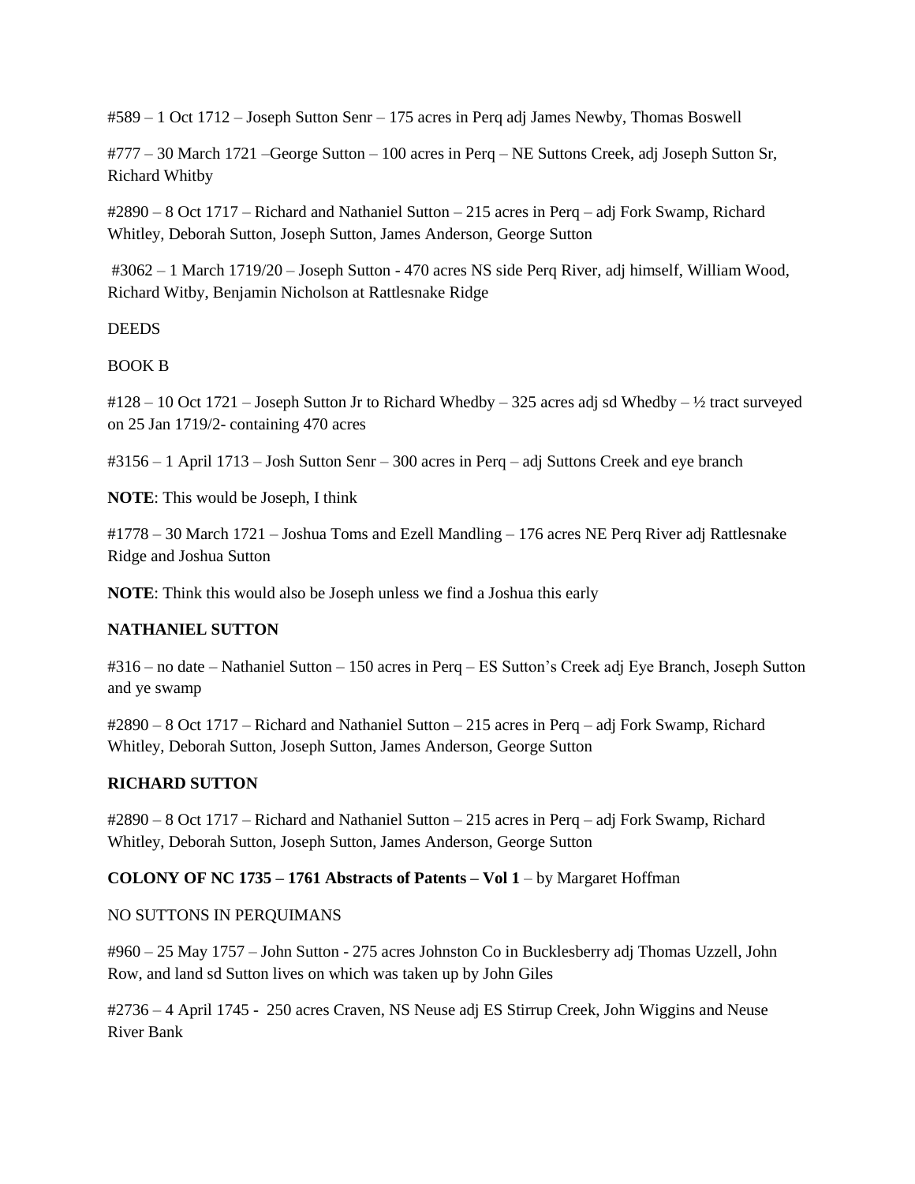#589 – 1 Oct 1712 – Joseph Sutton Senr – 175 acres in Perq adj James Newby, Thomas Boswell

#777 – 30 March 1721 –George Sutton – 100 acres in Perq – NE Suttons Creek, adj Joseph Sutton Sr, Richard Whitby

#2890 – 8 Oct 1717 – Richard and Nathaniel Sutton – 215 acres in Perq – adj Fork Swamp, Richard Whitley, Deborah Sutton, Joseph Sutton, James Anderson, George Sutton

#3062 – 1 March 1719/20 – Joseph Sutton - 470 acres NS side Perq River, adj himself, William Wood, Richard Witby, Benjamin Nicholson at Rattlesnake Ridge

DEEDS

BOOK B

#128 – 10 Oct 1721 – Joseph Sutton Jr to Richard Whedby – 325 acres adj sd Whedby – ½ tract surveyed on 25 Jan 1719/2- containing 470 acres

#3156 – 1 April 1713 – Josh Sutton Senr – 300 acres in Perq – adj Suttons Creek and eye branch

**NOTE**: This would be Joseph, I think

#1778 – 30 March 1721 – Joshua Toms and Ezell Mandling – 176 acres NE Perq River adj Rattlesnake Ridge and Joshua Sutton

**NOTE**: Think this would also be Joseph unless we find a Joshua this early

**NATHANIEL SUTTON**

#316 – no date – Nathaniel Sutton – 150 acres in Perq – ES Sutton's Creek adj Eye Branch, Joseph Sutton and ye swamp

#2890 – 8 Oct 1717 – Richard and Nathaniel Sutton – 215 acres in Perq – adj Fork Swamp, Richard Whitley, Deborah Sutton, Joseph Sutton, James Anderson, George Sutton

**RICHARD SUTTON**

#2890 – 8 Oct 1717 – Richard and Nathaniel Sutton – 215 acres in Perq – adj Fork Swamp, Richard Whitley, Deborah Sutton, Joseph Sutton, James Anderson, George Sutton

**COLONY OF NC 1735 – 1761 Abstracts of Patents – Vol 1** – by Margaret Hoffman

NO SUTTONS IN PERQUIMANS

#960 – 25 May 1757 – John Sutton - 275 acres Johnston Co in Bucklesberry adj Thomas Uzzell, John Row, and land sd Sutton lives on which was taken up by John Giles

#2736 – 4 April 1745 - 250 acres Craven, NS Neuse adj ES Stirrup Creek, John Wiggins and Neuse River Bank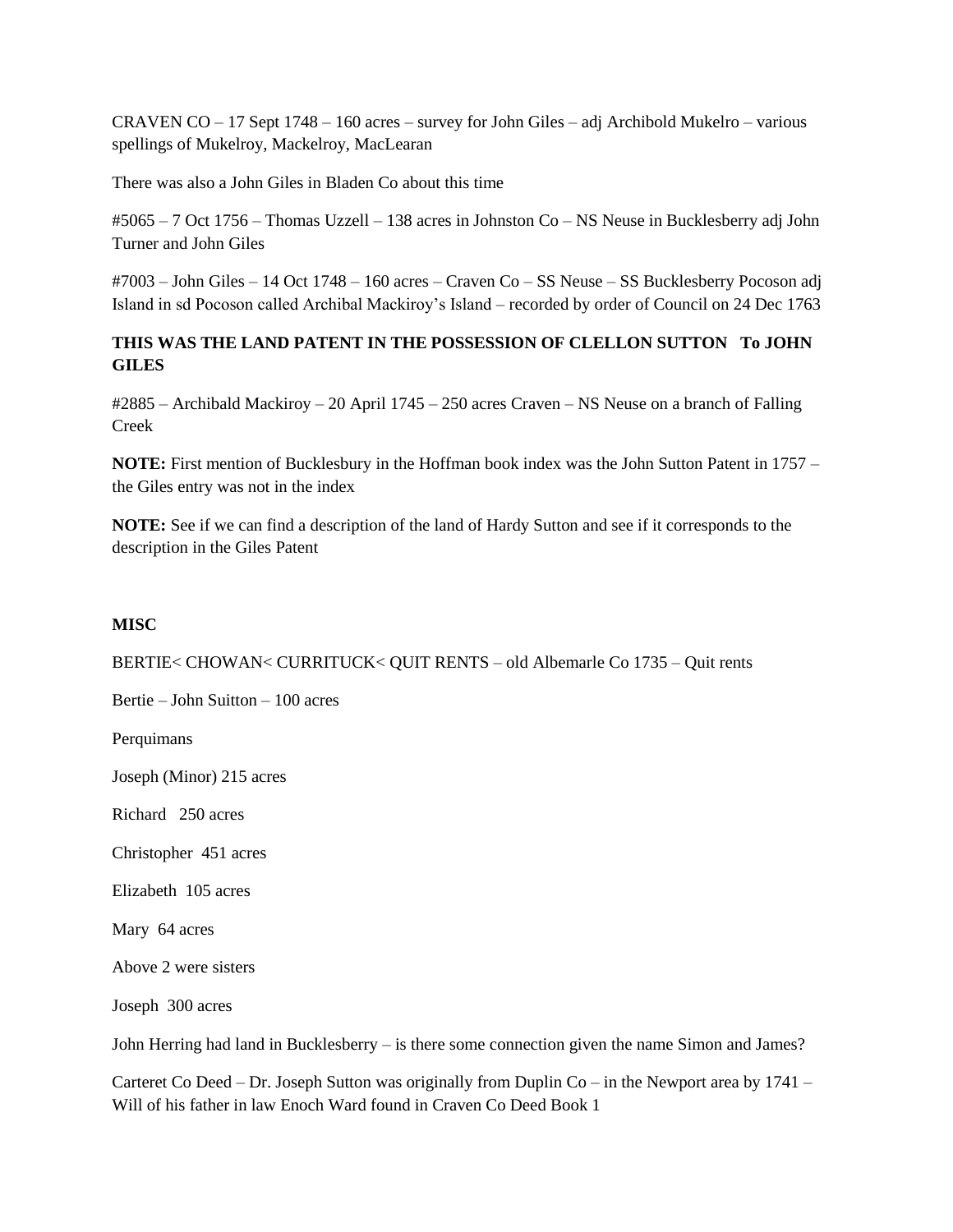CRAVEN CO – 17 Sept 1748 – 160 acres – survey for John Giles – adj Archibold Mukelro – various spellings of Mukelroy, Mackelroy, MacLearan

There was also a John Giles in Bladen Co about this time

#5065 – 7 Oct 1756 – Thomas Uzzell – 138 acres in Johnston Co – NS Neuse in Bucklesberry adj John Turner and John Giles

#7003 – John Giles – 14 Oct 1748 – 160 acres – Craven Co – SS Neuse – SS Bucklesberry Pocoson adj Island in sd Pocoson called Archibal Mackiroy's Island – recorded by order of Council on 24 Dec 1763

**THIS WAS THE LAND PATENT IN THE POSSESSION OF CLELLON SUTTON To JOHN GILES**

#2885 – Archibald Mackiroy – 20 April 1745 – 250 acres Craven – NS Neuse on a branch of Falling Creek

**NOTE:** First mention of Bucklesbury in the Hoffman book index was the John Sutton Patent in 1757 – the Giles entry was not in the index

**NOTE:** See if we can find a description of the land of Hardy Sutton and see if it corresponds to the description in the Giles Patent

**MISC**

BERTIE< CHOWAN< CURRITUCK< QUIT RENTS – old Albemarle Co 1735 – Quit rents

Bertie – John Suitton – 100 acres

Perquimans

Joseph (Minor) 215 acres

Richard 250 acres

Christopher 451 acres

Elizabeth 105 acres

Mary 64 acres

Above 2 were sisters

Joseph 300 acres

John Herring had land in Bucklesberry – is there some connection given the name Simon and James?

Carteret Co Deed – Dr. Joseph Sutton was originally from Duplin Co – in the Newport area by 1741 – Will of his father in law Enoch Ward found in Craven Co Deed Book 1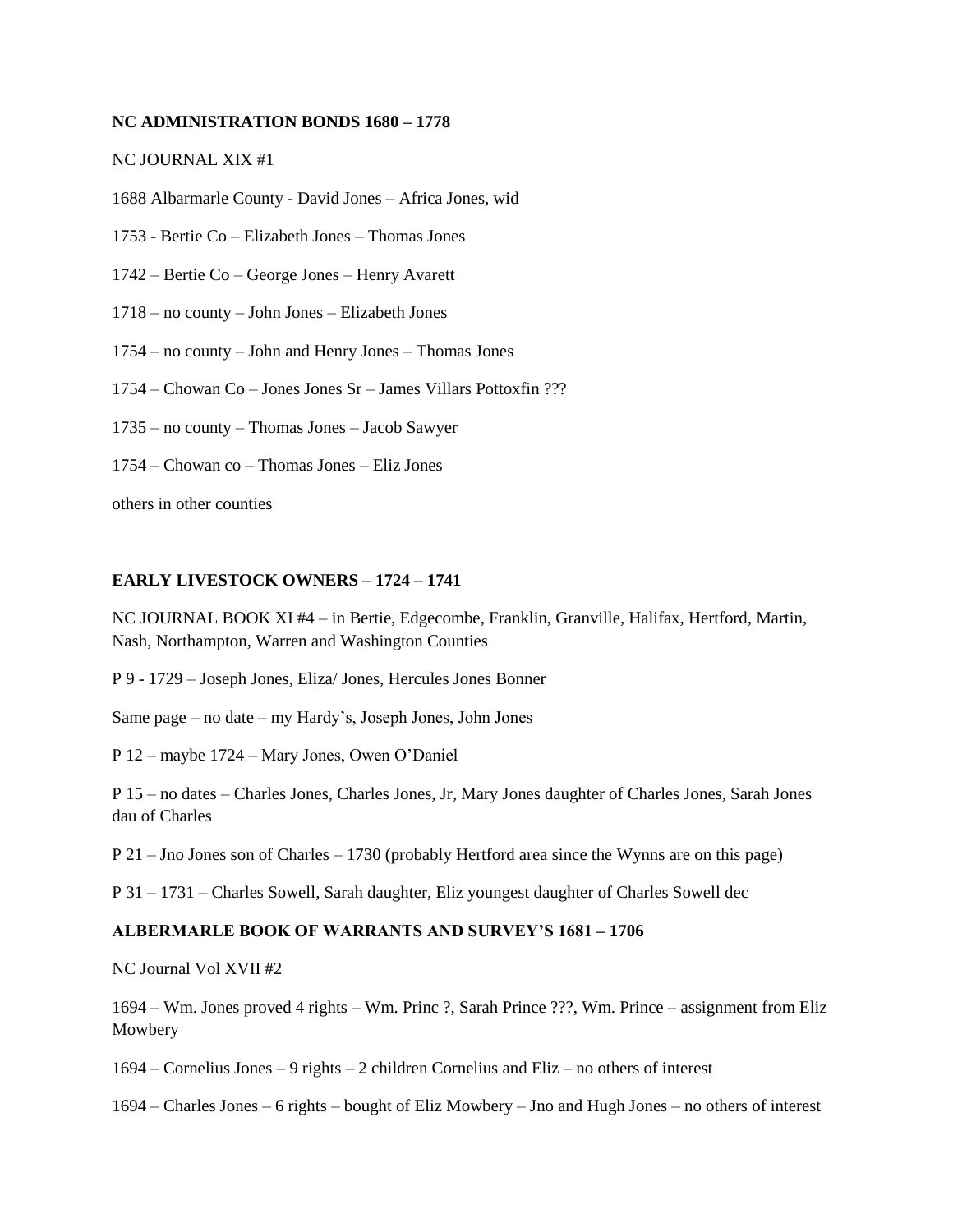**NC ADMINISTRATION BONDS 1680 – 1778**

NC JOURNAL XIX #1

1688 Albarmarle County - David Jones – Africa Jones, wid

1753 - Bertie Co – Elizabeth Jones – Thomas Jones

1742 – Bertie Co – George Jones – Henry Avarett

1718 – no county – John Jones – Elizabeth Jones

1754 – no county – John and Henry Jones – Thomas Jones

1754 – Chowan Co – Jones Jones Sr – James Villars Pottoxfin ???

1735 – no county – Thomas Jones – Jacob Sawyer

1754 – Chowan co – Thomas Jones – Eliz Jones

others in other counties

**EARLY LIVESTOCK OWNERS – 1724 – 1741**

NC JOURNAL BOOK XI #4 – in Bertie, Edgecombe, Franklin, Granville, Halifax, Hertford, Martin, Nash, Northampton, Warren and Washington Counties

P 9 - 1729 – Joseph Jones, Eliza/ Jones, Hercules Jones Bonner

Same page – no date – my Hardy's, Joseph Jones, John Jones

P 12 – maybe 1724 – Mary Jones, Owen O'Daniel

P 15 – no dates – Charles Jones, Charles Jones, Jr, Mary Jones daughter of Charles Jones, Sarah Jones dau of Charles

P 21 – Jno Jones son of Charles – 1730 (probably Hertford area since the Wynns are on this page)

P 31 – 1731 – Charles Sowell, Sarah daughter, Eliz youngest daughter of Charles Sowell dec

**ALBERMARLE BOOK OF WARRANTS AND SURVEY'S 1681 – 1706**

NC Journal Vol XVII #2

1694 – Wm. Jones proved 4 rights – Wm. Princ ?, Sarah Prince ???, Wm. Prince – assignment from Eliz Mowbery

1694 – Cornelius Jones – 9 rights – 2 children Cornelius and Eliz – no others of interest

1694 – Charles Jones – 6 rights – bought of Eliz Mowbery – Jno and Hugh Jones – no others of interest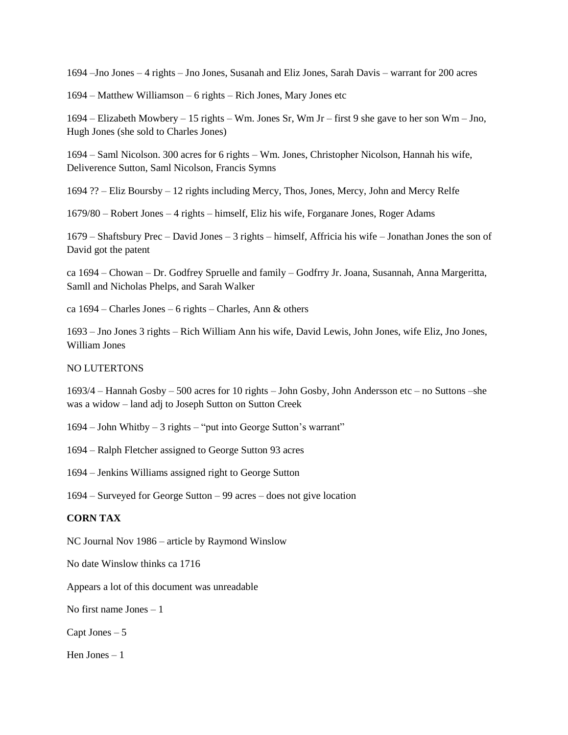1694 –Jno Jones – 4 rights – Jno Jones, Susanah and Eliz Jones, Sarah Davis – warrant for 200 acres

1694 – Matthew Williamson – 6 rights – Rich Jones, Mary Jones etc

1694 – Elizabeth Mowbery – 15 rights – Wm. Jones Sr, Wm Jr – first 9 she gave to her son Wm – Jno, Hugh Jones (she sold to Charles Jones)

1694 – Saml Nicolson. 300 acres for 6 rights – Wm. Jones, Christopher Nicolson, Hannah his wife, Deliverence Sutton, Saml Nicolson, Francis Symns

1694 ?? – Eliz Boursby – 12 rights including Mercy, Thos, Jones, Mercy, John and Mercy Relfe

1679/80 – Robert Jones – 4 rights – himself, Eliz his wife, Forganare Jones, Roger Adams

1679 – Shaftsbury Prec – David Jones – 3 rights – himself, Affricia his wife – Jonathan Jones the son of David got the patent

ca 1694 – Chowan – Dr. Godfrey Spruelle and family – Godfrry Jr. Joana, Susannah, Anna Margeritta, Samll and Nicholas Phelps, and Sarah Walker

ca 1694 – Charles Jones – 6 rights – Charles, Ann & others

1693 – Jno Jones 3 rights – Rich William Ann his wife, David Lewis, John Jones, wife Eliz, Jno Jones, William Jones

NO LUTERTONS

1693/4 – Hannah Gosby – 500 acres for 10 rights – John Gosby, John Andersson etc – no Suttons –she was a widow – land adj to Joseph Sutton on Sutton Creek

1694 – John Whitby – 3 rights – "put into George Sutton's warrant"

1694 – Ralph Fletcher assigned to George Sutton 93 acres

1694 – Jenkins Williams assigned right to George Sutton

1694 – Surveyed for George Sutton – 99 acres – does not give location

**CORN TAX**

NC Journal Nov 1986 – article by Raymond Winslow

No date Winslow thinks ca 1716

Appears a lot of this document was unreadable

No first name Jones – 1

Capt Jones – 5

Hen Jones – 1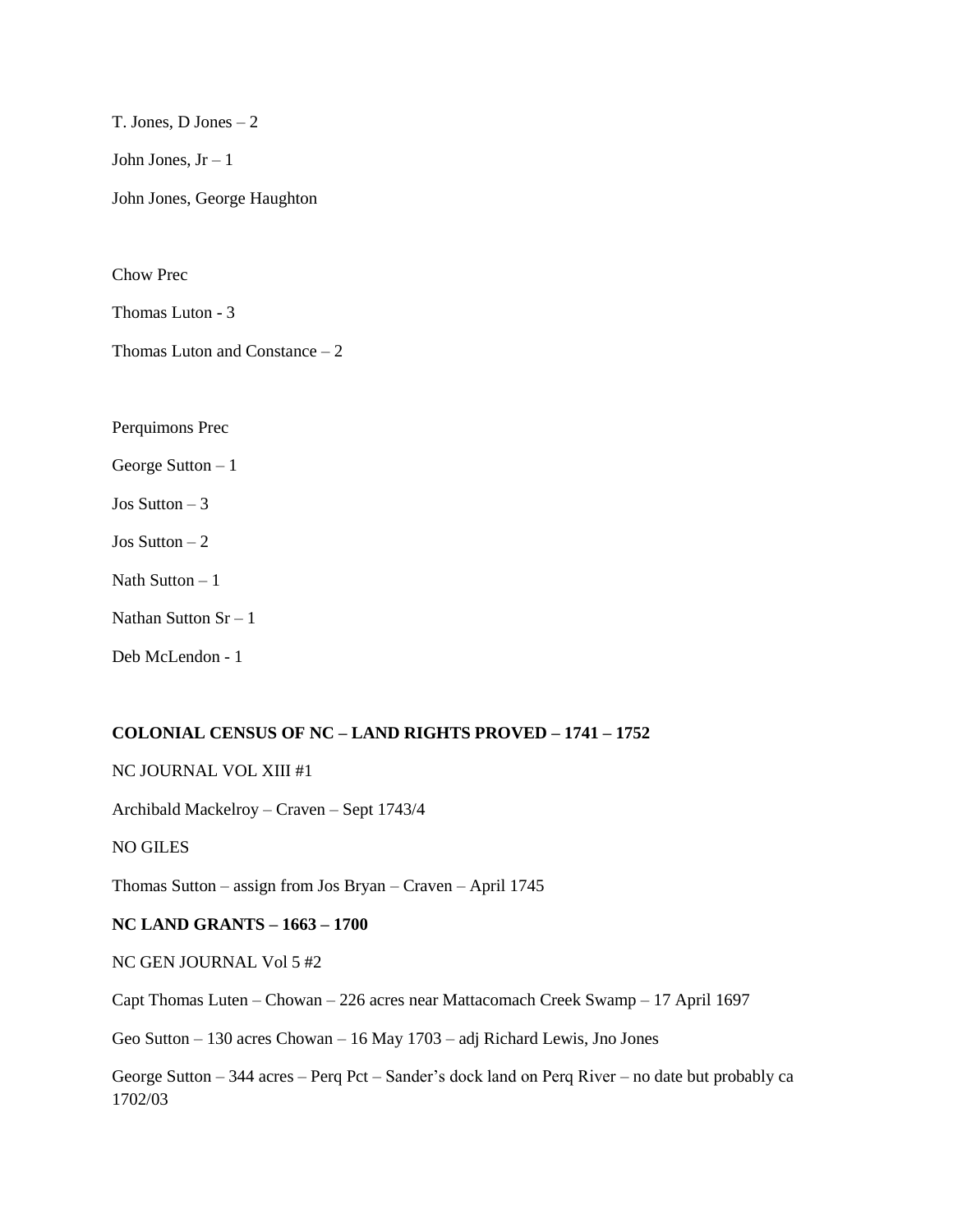T. Jones, D Jones – 2

John Jones, Jr – 1

John Jones, George Haughton

Chow Prec

Thomas Luton - 3

Thomas Luton and Constance – 2

Perquimons Prec

George Sutton – 1

Jos Sutton – 3

Jos Sutton – 2

Nath Sutton – 1

Nathan Sutton Sr – 1

Deb McLendon - 1

**COLONIAL CENSUS OF NC – LAND RIGHTS PROVED – 1741 – 1752**

NC JOURNAL VOL XIII #1

Archibald Mackelroy – Craven – Sept 1743/4

NO GILES

Thomas Sutton – assign from Jos Bryan – Craven – April 1745

**NC LAND GRANTS – 1663 – 1700**

NC GEN JOURNAL Vol 5 #2

Capt Thomas Luten – Chowan – 226 acres near Mattacomach Creek Swamp – 17 April 1697

Geo Sutton – 130 acres Chowan – 16 May 1703 – adj Richard Lewis, Jno Jones

George Sutton – 344 acres – Perq Pct – Sander's dock land on Perq River – no date but probably ca 1702/03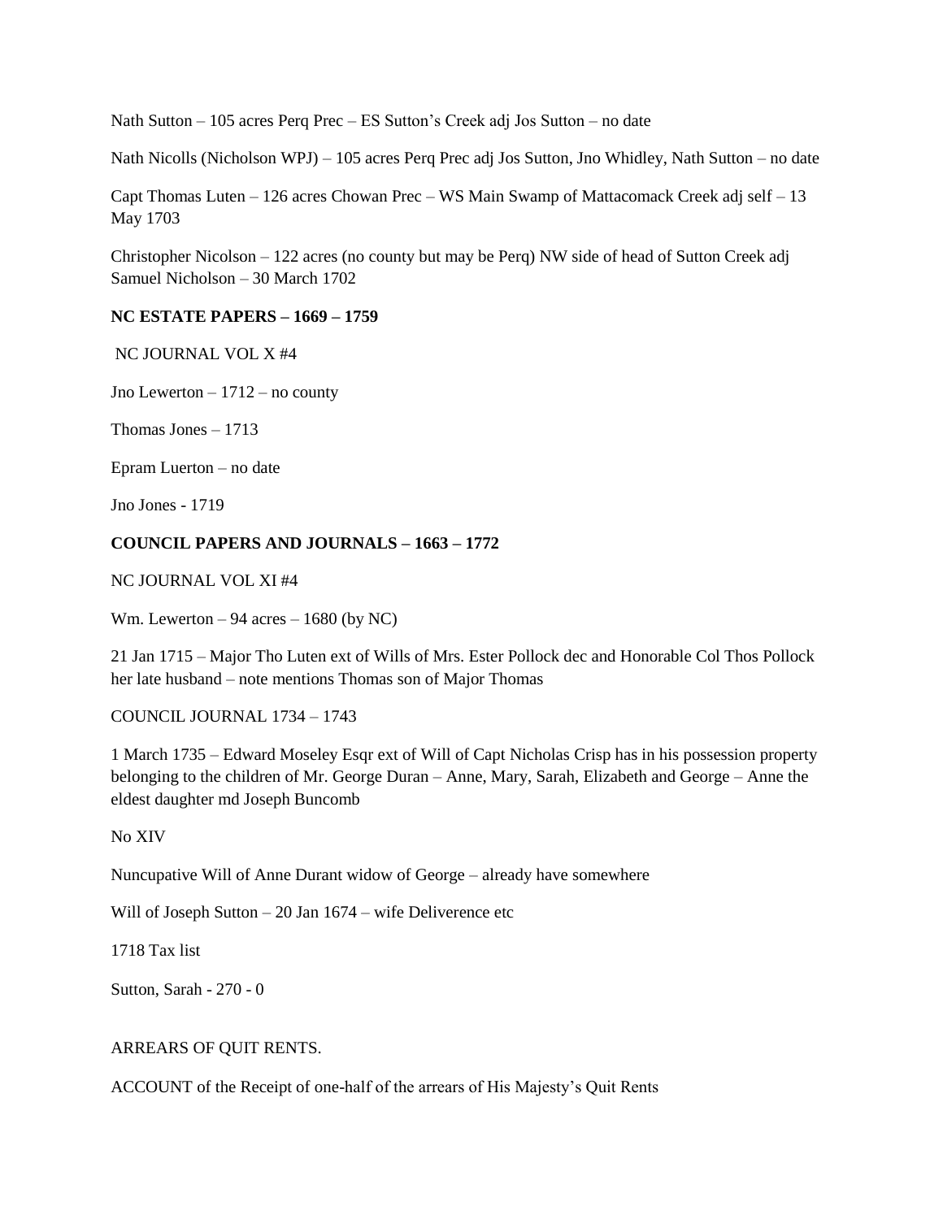Nath Sutton – 105 acres Perq Prec – ES Sutton's Creek adj Jos Sutton – no date

Nath Nicolls (Nicholson WPJ) – 105 acres Perq Prec adj Jos Sutton, Jno Whidley, Nath Sutton – no date

Capt Thomas Luten – 126 acres Chowan Prec – WS Main Swamp of Mattacomack Creek adj self – 13 May 1703

Christopher Nicolson – 122 acres (no county but may be Perq) NW side of head of Sutton Creek adj Samuel Nicholson – 30 March 1702

**NC ESTATE PAPERS – 1669 – 1759**

NC JOURNAL VOL X #4

Jno Lewerton – 1712 – no county

Thomas Jones – 1713

Epram Luerton – no date

Jno Jones - 1719

**COUNCIL PAPERS AND JOURNALS – 1663 – 1772**

NC JOURNAL VOL XI #4

Wm. Lewerton – 94 acres – 1680 (by NC)

21 Jan 1715 – Major Tho Luten ext of Wills of Mrs. Ester Pollock dec and Honorable Col Thos Pollock her late husband – note mentions Thomas son of Major Thomas

COUNCIL JOURNAL 1734 – 1743

1 March 1735 – Edward Moseley Esqr ext of Will of Capt Nicholas Crisp has in his possession property belonging to the children of Mr. George Duran – Anne, Mary, Sarah, Elizabeth and George – Anne the eldest daughter md Joseph Buncomb

No XIV

Nuncupative Will of Anne Durant widow of George – already have somewhere

Will of Joseph Sutton – 20 Jan 1674 – wife Deliverence etc

1718 Tax list

Sutton, Sarah - 270 - 0

ARREARS OF QUIT RENTS.

ACCOUNT of the Receipt of one-half of the arrears of His Majesty's Quit Rents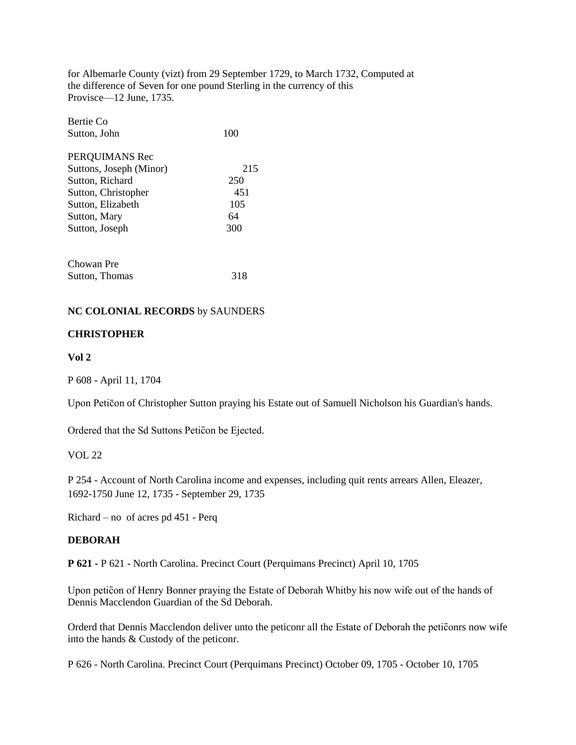for Albemarle County (vizt) from 29 September 1729, to March 1732, Computed at the difference of Seven for one pound Sterling in the currency of this Provisce—12 June, 1735.

| Bertie Co | |
|---|---|
| Sutton, John | 100 |
| | |
| PERQUIMANS Rec | |
| Suttons, Joseph (Minor) | 215 |
| Sutton, Richard | 250 |
| Sutton, Christopher | 451 |
| Sutton, Elizabeth | 105 |
| Sutton, Mary | 64 |
| Sutton, Joseph | 300 |
| | |
| Chowan Pre | |
| Sutton, Thomas | 318 |

**NC COLONIAL RECORDS** by SAUNDERS

**CHRISTOPHER**

**Vol 2**

P 608 - April 11, 1704

Upon Peticon of Christopher Sutton praying his Estate out of Samuell Nicholson his Guardian's hands.

Ordered that the Sd Suttons Peticon be Ejected.

VOL 22

P 254 - Account of North Carolina income and expenses, including quit rents arrears Allen, Eleazer, 1692-1750 June 12, 1735 - September 29, 1735

Richard – no of acres pd 451 - Perq

**DEBORAH**

**P 621 -** P 621 - North Carolina. Precinct Court (Perquimans Precinct) April 10, 1705

Upon peticon of Henry Bonner praying the Estate of Deborah Whitby his now wife out of the hands of Dennis Macclendon Guardian of the Sd Deborah.

Orderd that Dennis Macclendon deliver unto the peticonr all the Estate of Deborah the peticonrs now wife into the hands & Custody of the peticonr.

P 626 - North Carolina. Precinct Court (Perquimans Precinct) October 09, 1705 - October 10, 1705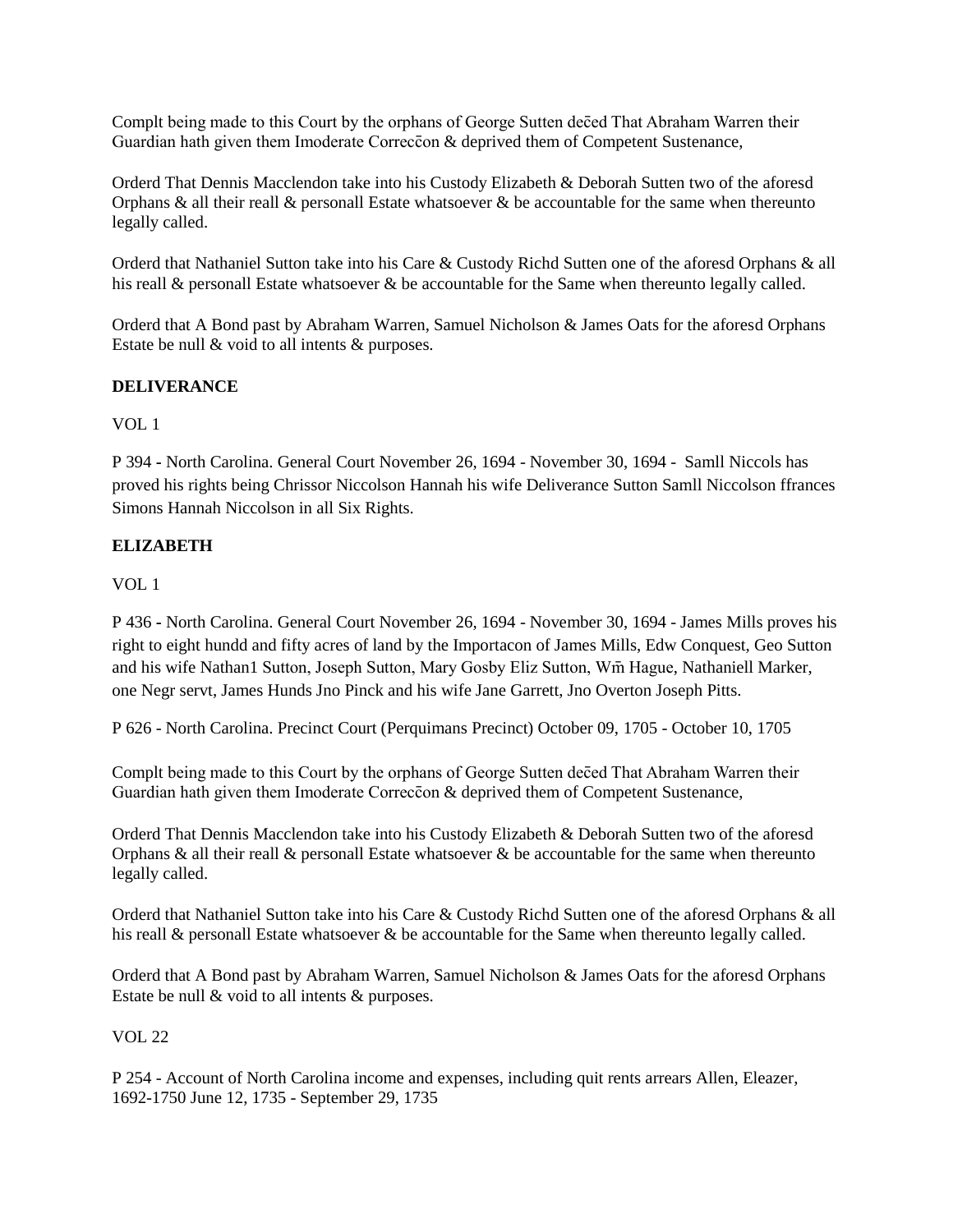Complt being made to this Court by the orphans of George Sutten dec̄ed That Abraham Warren their Guardian hath given them Imoderate Correcc̄on & deprived them of Competent Sustenance,

Orderd That Dennis Macclendon take into his Custody Elizabeth & Deborah Sutten two of the aforesd Orphans & all their reall & personall Estate whatsoever & be accountable for the same when thereunto legally called.

Orderd that Nathaniel Sutton take into his Care & Custody Richd Sutten one of the aforesd Orphans & all his reall & personall Estate whatsoever & be accountable for the Same when thereunto legally called.

Orderd that A Bond past by Abraham Warren, Samuel Nicholson & James Oats for the aforesd Orphans Estate be null & void to all intents & purposes.

**DELIVERANCE**

VOL 1

P 394 - North Carolina. General Court November 26, 1694 - November 30, 1694 - Samll Niccols has proved his rights being Chrissor Niccolson Hannah his wife Deliverance Sutton Samll Niccolson ffrances Simons Hannah Niccolson in all Six Rights.

**ELIZABETH**

VOL 1

P 436 - North Carolina. General Court November 26, 1694 - November 30, 1694 - James Mills proves his right to eight hundd and fifty acres of land by the Importacon of James Mills, Edw Conquest, Geo Sutton and his wife Nathan1 Sutton, Joseph Sutton, Mary Gosby Eliz Sutton, Wm̄ Hague, Nathaniell Marker, one Negr servt, James Hunds Jno Pinck and his wife Jane Garrett, Jno Overton Joseph Pitts.

P 626 - North Carolina. Precinct Court (Perquimans Precinct) October 09, 1705 - October 10, 1705

Complt being made to this Court by the orphans of George Sutten dec̄ed That Abraham Warren their Guardian hath given them Imoderate Correcc̄on & deprived them of Competent Sustenance,

Orderd That Dennis Macclendon take into his Custody Elizabeth & Deborah Sutten two of the aforesd Orphans & all their reall & personall Estate whatsoever & be accountable for the same when thereunto legally called.

Orderd that Nathaniel Sutton take into his Care & Custody Richd Sutten one of the aforesd Orphans & all his reall & personall Estate whatsoever & be accountable for the Same when thereunto legally called.

Orderd that A Bond past by Abraham Warren, Samuel Nicholson & James Oats for the aforesd Orphans Estate be null & void to all intents & purposes.

VOL 22

P 254 - Account of North Carolina income and expenses, including quit rents arrears Allen, Eleazer, 1692-1750 June 12, 1735 - September 29, 1735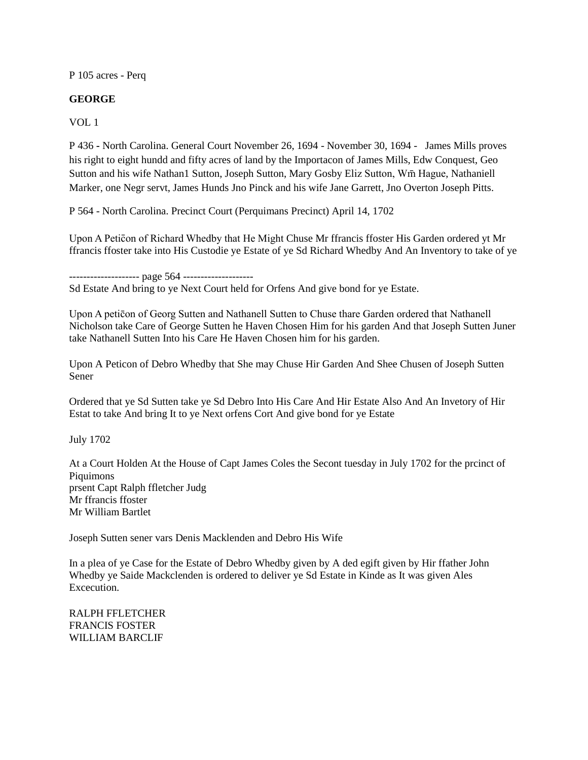P 105 acres - Perq

**GEORGE**

VOL 1

P 436 - North Carolina. General Court November 26, 1694 - November 30, 1694 - James Mills proves his right to eight hundd and fifty acres of land by the Importacon of James Mills, Edw Conquest, Geo Sutton and his wife Nathan1 Sutton, Joseph Sutton, Mary Gosby Eliz Sutton, Wm̄ Hague, Nathaniell Marker, one Negr servt, James Hunds Jno Pinck and his wife Jane Garrett, Jno Overton Joseph Pitts.

P 564 - North Carolina. Precinct Court (Perquimans Precinct) April 14, 1702

Upon A Peticōn of Richard Whedby that He Might Chuse Mr ffrancis ffoster His Garden ordered yt Mr ffrancis ffoster take into His Custodie ye Estate of ye Sd Richard Whedby And An Inventory to take of ye

-------------------- page 564 --------------------
Sd Estate And bring to ye Next Court held for Orfens And give bond for ye Estate.

Upon A peticōn of Georg Sutten and Nathanell Sutten to Chuse thare Garden ordered that Nathanell Nicholson take Care of George Sutten he Haven Chosen Him for his garden And that Joseph Sutten Juner take Nathanell Sutten Into his Care He Haven Chosen him for his garden.

Upon A Peticon of Debro Whedby that She may Chuse Hir Garden And Shee Chusen of Joseph Sutten Sener

Ordered that ye Sd Sutten take ye Sd Debro Into His Care And Hir Estate Also And An Invetory of Hir Estat to take And bring It to ye Next orfens Cort And give bond for ye Estate

July 1702

At a Court Holden At the House of Capt James Coles the Secont tuesday in July 1702 for the prcinct of Piquimons
prsent Capt Ralph ffletcher Judg
Mr ffrancis ffoster
Mr William Bartlet

Joseph Sutten sener vars Denis Macklenden and Debro His Wife

In a plea of ye Case for the Estate of Debro Whedby given by A ded egift given by Hir ffather John Whedby ye Saide Mackclenden is ordered to deliver ye Sd Estate in Kinde as It was given Ales Excecution.

RALPH FFLETCHER
FRANCIS FOSTER
WILLIAM BARCLIF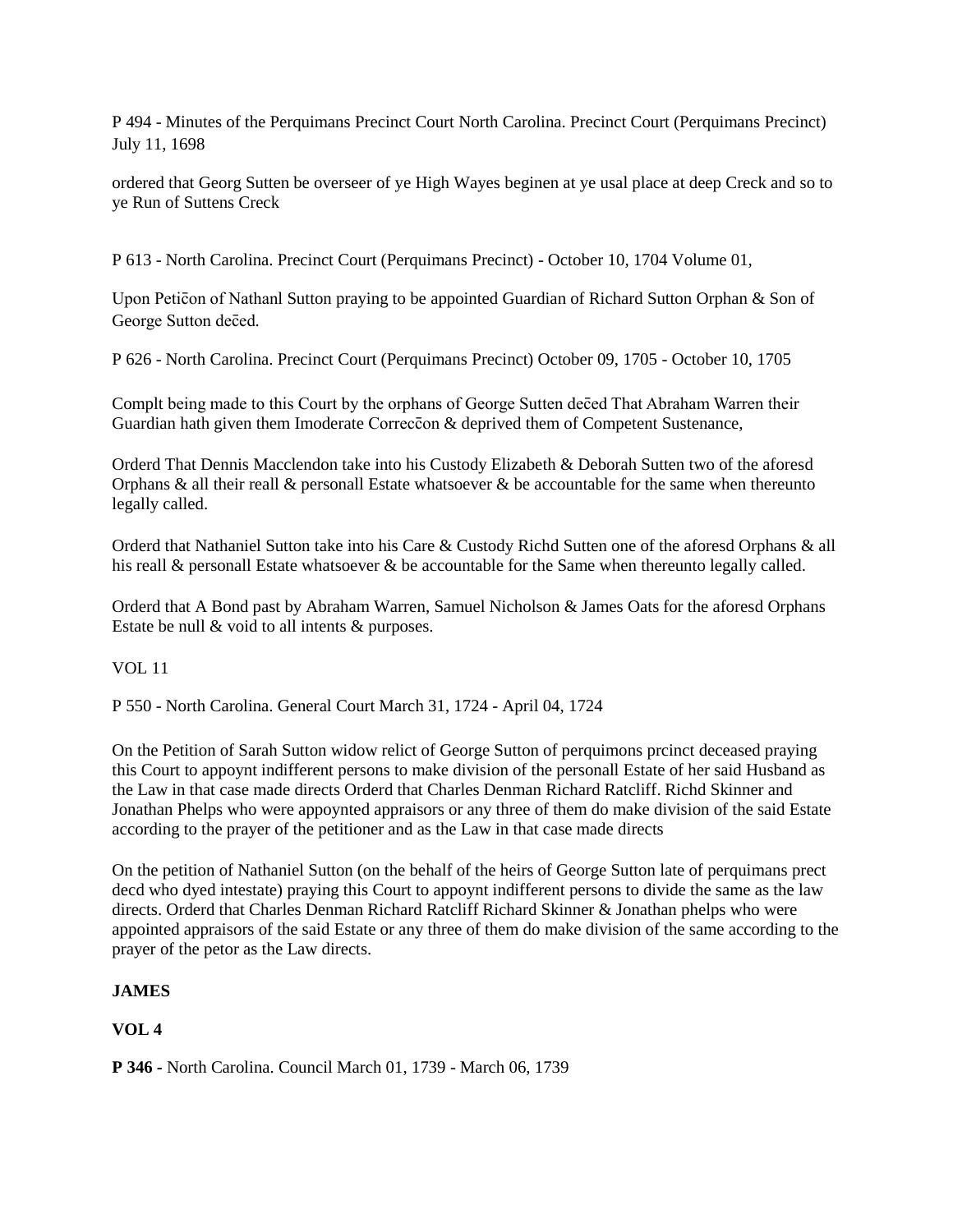P 494 - Minutes of the Perquimans Precinct Court North Carolina. Precinct Court (Perquimans Precinct) July 11, 1698

ordered that Georg Sutten be overseer of ye High Wayes beginen at ye usal place at deep Creck and so to ye Run of Suttens Creck

P 613 - North Carolina. Precinct Court (Perquimans Precinct) - October 10, 1704 Volume 01,

Upon Peticōn of Nathanl Sutton praying to be appointed Guardian of Richard Sutton Orphan & Son of George Sutton dec̄ed.

P 626 - North Carolina. Precinct Court (Perquimans Precinct) October 09, 1705 - October 10, 1705

Complt being made to this Court by the orphans of George Sutten dec̄ed That Abraham Warren their Guardian hath given them Imoderate Correccōn & deprived them of Competent Sustenance,

Orderd That Dennis Macclendon take into his Custody Elizabeth & Deborah Sutten two of the aforesd Orphans & all their reall & personall Estate whatsoever & be accountable for the same when thereunto legally called.

Orderd that Nathaniel Sutton take into his Care & Custody Richd Sutten one of the aforesd Orphans & all his reall & personall Estate whatsoever & be accountable for the Same when thereunto legally called.

Orderd that A Bond past by Abraham Warren, Samuel Nicholson & James Oats for the aforesd Orphans Estate be null & void to all intents & purposes.

VOL 11

P 550 - North Carolina. General Court March 31, 1724 - April 04, 1724

On the Petition of Sarah Sutton widow relict of George Sutton of perquimons prcinct deceased praying this Court to appoynt indifferent persons to make division of the personall Estate of her said Husband as the Law in that case made directs Orderd that Charles Denman Richard Ratcliff. Richd Skinner and Jonathan Phelps who were appoynted appraisors or any three of them do make division of the said Estate according to the prayer of the petitioner and as the Law in that case made directs

On the petition of Nathaniel Sutton (on the behalf of the heirs of George Sutton late of perquimans prect decd who dyed intestate) praying this Court to appoynt indifferent persons to divide the same as the law directs. Orderd that Charles Denman Richard Ratcliff Richard Skinner & Jonathan phelps who were appointed appraisors of the said Estate or any three of them do make division of the same according to the prayer of the petor as the Law directs.

**JAMES**

**VOL 4**

**P 346 -** North Carolina. Council March 01, 1739 - March 06, 1739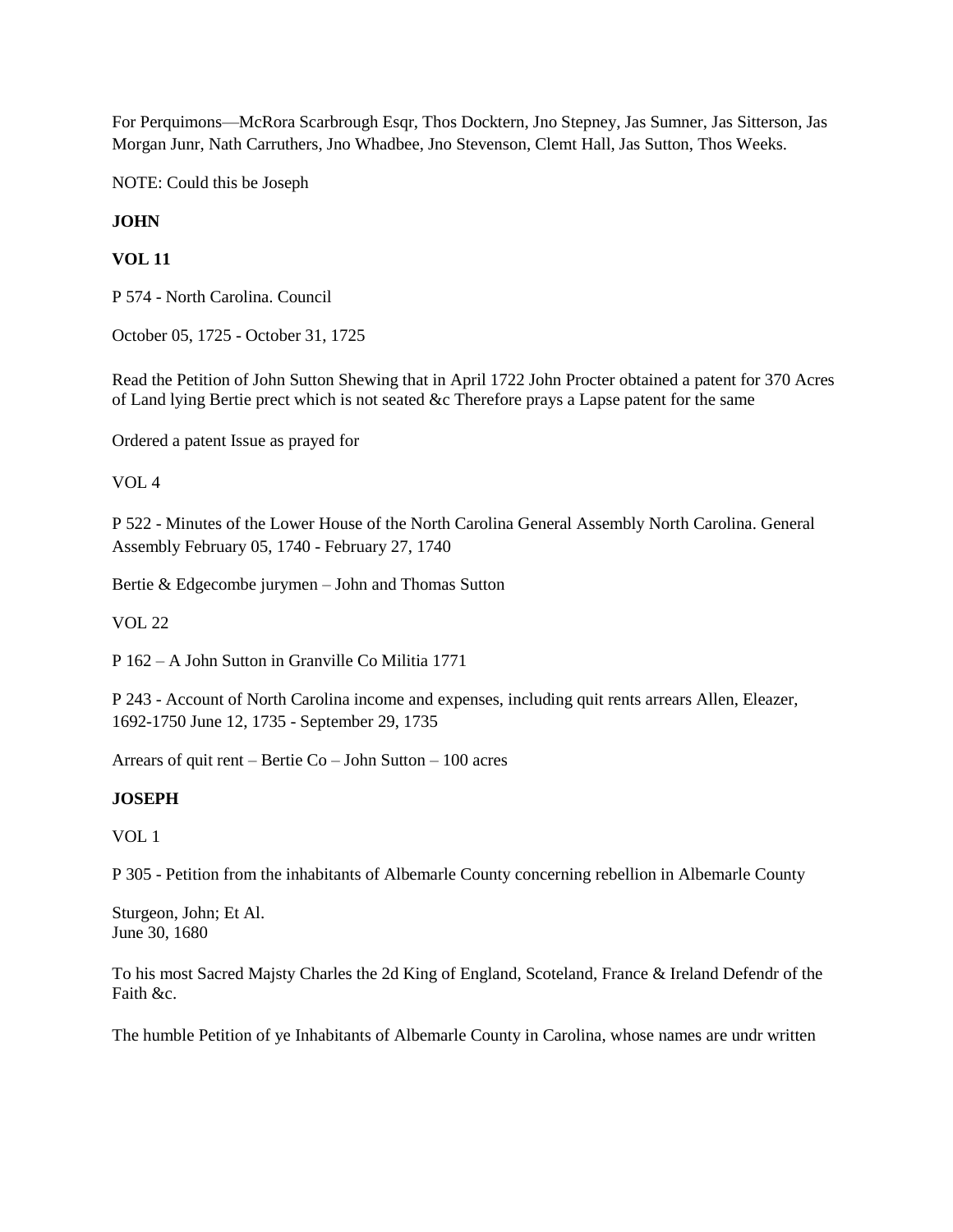For Perquimons—McRora Scarbrough Esqr, Thos Docktern, Jno Stepney, Jas Sumner, Jas Sitterson, Jas Morgan Junr, Nath Carruthers, Jno Whadbee, Jno Stevenson, Clemt Hall, Jas Sutton, Thos Weeks.

NOTE: Could this be Joseph

**JOHN**

**VOL 11**

P 574 - North Carolina. Council

October 05, 1725 - October 31, 1725

Read the Petition of John Sutton Shewing that in April 1722 John Procter obtained a patent for 370 Acres of Land lying Bertie prect which is not seated &c Therefore prays a Lapse patent for the same

Ordered a patent Issue as prayed for

VOL 4

P 522 - Minutes of the Lower House of the North Carolina General Assembly North Carolina. General Assembly February 05, 1740 - February 27, 1740

Bertie & Edgecombe jurymen – John and Thomas Sutton

VOL 22

P 162 – A John Sutton in Granville Co Militia 1771

P 243 - Account of North Carolina income and expenses, including quit rents arrears Allen, Eleazer, 1692-1750 June 12, 1735 - September 29, 1735

Arrears of quit rent – Bertie Co – John Sutton – 100 acres

**JOSEPH**

VOL 1

P 305 - Petition from the inhabitants of Albemarle County concerning rebellion in Albemarle County

Sturgeon, John; Et Al.
June 30, 1680

To his most Sacred Majsty Charles the 2d King of England, Scoteland, France & Ireland Defendr of the Faith &c.

The humble Petition of ye Inhabitants of Albemarle County in Carolina, whose names are undr written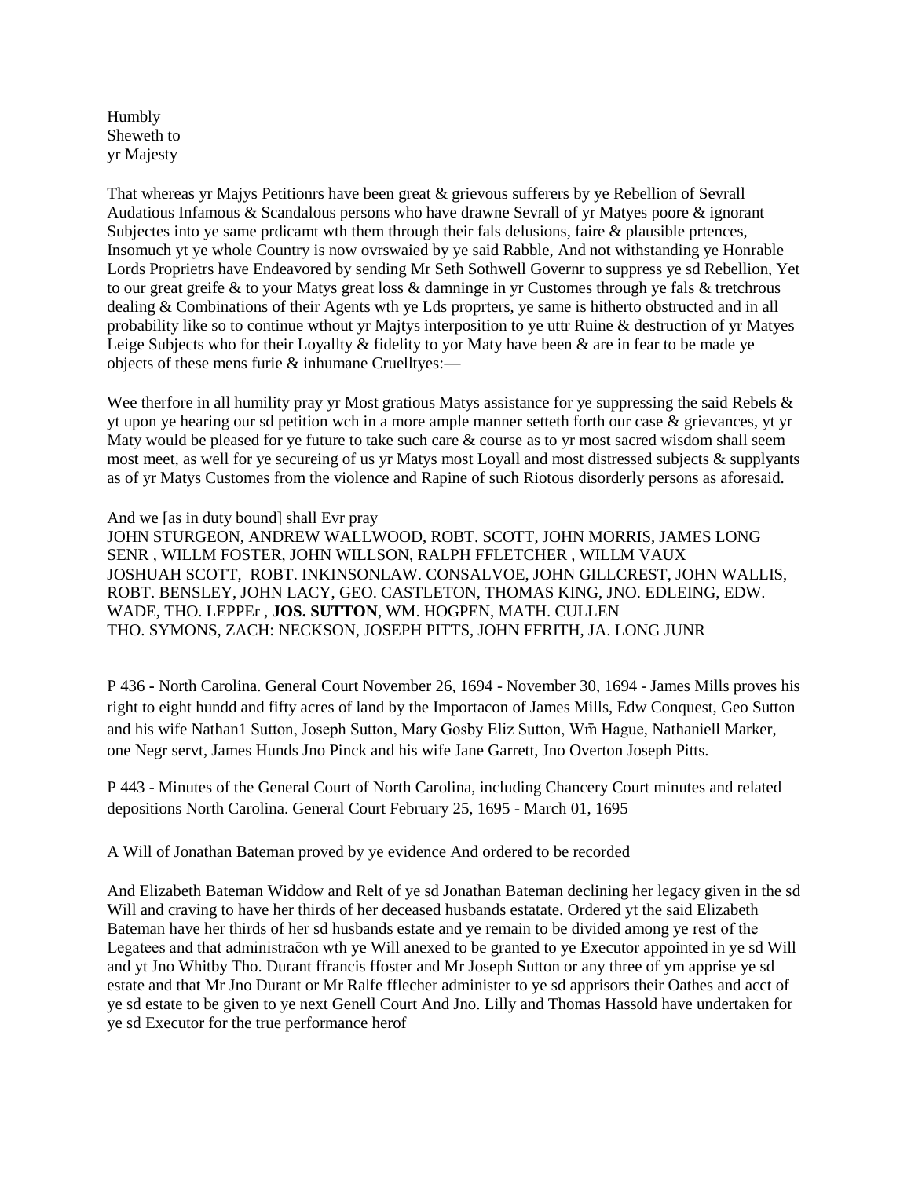Humbly
Sheweth to
yr Majesty

That whereas yr Majys Petitionrs have been great & grievous sufferers by ye Rebellion of Sevrall Audatious Infamous & Scandalous persons who have drawne Sevrall of yr Matyes poore & ignorant Subjectes into ye same prdicamt wth them through their fals delusions, faire & plausible prtences, Insomuch yt ye whole Country is now ovrswaied by ye said Rabble, And not withstanding ye Honrable Lords Proprietrs have Endeavored by sending Mr Seth Sothwell Governr to suppress ye sd Rebellion, Yet to our great greife & to your Matys great loss & damninge in yr Customes through ye fals & tretchrous dealing & Combinations of their Agents wth ye Lds proprters, ye same is hitherto obstructed and in all probability like so to continue wthout yr Majtys interposition to ye uttr Ruine & destruction of yr Matyes Leige Subjects who for their Loyallty & fidelity to yor Maty have been & are in fear to be made ye objects of these mens furie & inhumane Cruelltyes:—

Wee therfore in all humility pray yr Most gratious Matys assistance for ye suppressing the said Rebels & yt upon ye hearing our sd petition wch in a more ample manner setteth forth our case & grievances, yt yr Maty would be pleased for ye future to take such care & course as to yr most sacred wisdom shall seem most meet, as well for ye secureing of us yr Matys most Loyall and most distressed subjects & supplyants as of yr Matys Customes from the violence and Rapine of such Riotous disorderly persons as aforesaid.

And we [as in duty bound] shall Evr pray
JOHN STURGEON, ANDREW WALLWOOD, ROBT. SCOTT, JOHN MORRIS, JAMES LONG SENR , WILLM FOSTER, JOHN WILLSON, RALPH FFLETCHER , WILLM VAUX
JOSHUAH SCOTT, ROBT. INKINSONLAW. CONSALVOE, JOHN GILLCREST, JOHN WALLIS, ROBT. BENSLEY, JOHN LACY, GEO. CASTLETON, THOMAS KING, JNO. EDLEING, EDW. WADE, THO. LEPPEr , **JOS. SUTTON**, WM. HOGPEN, MATH. CULLEN
THO. SYMONS, ZACH: NECKSON, JOSEPH PITTS, JOHN FFRITH, JA. LONG JUNR

P 436 - North Carolina. General Court November 26, 1694 - November 30, 1694 - James Mills proves his right to eight hundd and fifty acres of land by the Importacon of James Mills, Edw Conquest, Geo Sutton and his wife Nathan1 Sutton, Joseph Sutton, Mary Gosby Eliz Sutton, Wm̃ Hague, Nathaniell Marker, one Negr servt, James Hunds Jno Pinck and his wife Jane Garrett, Jno Overton Joseph Pitts.

P 443 - Minutes of the General Court of North Carolina, including Chancery Court minutes and related depositions North Carolina. General Court February 25, 1695 - March 01, 1695

A Will of Jonathan Bateman proved by ye evidence And ordered to be recorded

And Elizabeth Bateman Widdow and Relt of ye sd Jonathan Bateman declining her legacy given in the sd Will and craving to have her thirds of her deceased husbands estatate. Ordered yt the said Elizabeth Bateman have her thirds of her sd husbands estate and ye remain to be divided among ye rest of the Legatees and that administrac̃on wth ye Will anexed to be granted to ye Executor appointed in ye sd Will and yt Jno Whitby Tho. Durant ffrancis ffoster and Mr Joseph Sutton or any three of ym apprise ye sd estate and that Mr Jno Durant or Mr Ralfe fflecher administer to ye sd apprisors their Oathes and acct of ye sd estate to be given to ye next Genell Court And Jno. Lilly and Thomas Hassold have undertaken for ye sd Executor for the true performance herof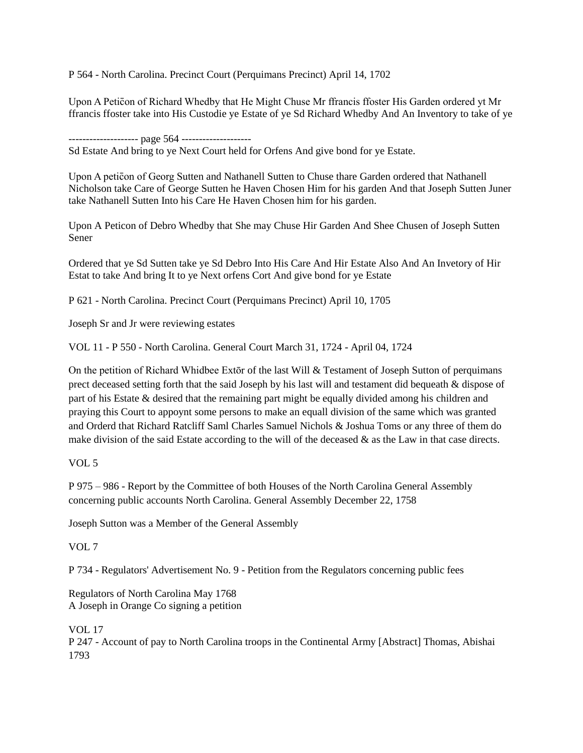P 564 - North Carolina. Precinct Court (Perquimans Precinct) April 14, 1702

Upon A Peticon of Richard Whedby that He Might Chuse Mr ffrancis ffoster His Garden ordered yt Mr ffrancis ffoster take into His Custodie ye Estate of ye Sd Richard Whedby And An Inventory to take of ye

-------------------- page 564 --------------------
Sd Estate And bring to ye Next Court held for Orfens And give bond for ye Estate.

Upon A peticon of Georg Sutten and Nathanell Sutten to Chuse thare Garden ordered that Nathanell Nicholson take Care of George Sutten he Haven Chosen Him for his garden And that Joseph Sutten Juner take Nathanell Sutten Into his Care He Haven Chosen him for his garden.

Upon A Peticon of Debro Whedby that She may Chuse Hir Garden And Shee Chusen of Joseph Sutten Sener

Ordered that ye Sd Sutten take ye Sd Debro Into His Care And Hir Estate Also And An Invetory of Hir Estat to take And bring It to ye Next orfens Cort And give bond for ye Estate

P 621 - North Carolina. Precinct Court (Perquimans Precinct) April 10, 1705

Joseph Sr and Jr were reviewing estates

VOL 11 - P 550 - North Carolina. General Court March 31, 1724 - April 04, 1724

On the petition of Richard Whidbee Extōr of the last Will & Testament of Joseph Sutton of perquimans prect deceased setting forth that the said Joseph by his last will and testament did bequeath & dispose of part of his Estate & desired that the remaining part might be equally divided among his children and praying this Court to appoynt some persons to make an equall division of the same which was granted and Orderd that Richard Ratcliff Saml Charles Samuel Nichols & Joshua Toms or any three of them do make division of the said Estate according to the will of the deceased & as the Law in that case directs.

VOL 5

P 975 – 986 - Report by the Committee of both Houses of the North Carolina General Assembly concerning public accounts North Carolina. General Assembly December 22, 1758

Joseph Sutton was a Member of the General Assembly

VOL 7

P 734 - Regulators' Advertisement No. 9 - Petition from the Regulators concerning public fees

Regulators of North Carolina May 1768
A Joseph in Orange Co signing a petition

VOL 17
P 247 - Account of pay to North Carolina troops in the Continental Army [Abstract] Thomas, Abishai 1793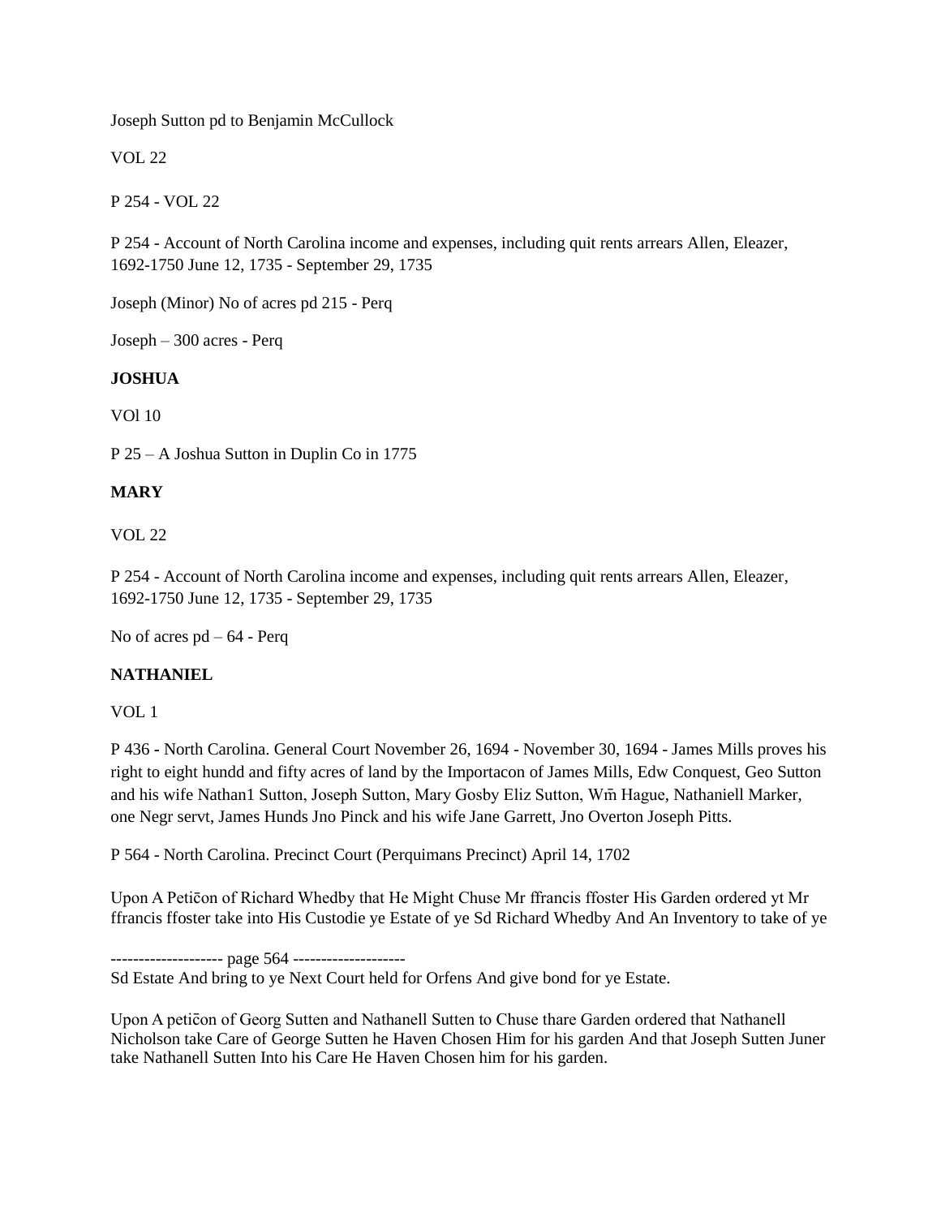Joseph Sutton pd to Benjamin McCullock

VOL 22

P 254 - VOL 22

P 254 - Account of North Carolina income and expenses, including quit rents arrears Allen, Eleazer, 1692-1750 June 12, 1735 - September 29, 1735

Joseph (Minor) No of acres pd 215 - Perq

Joseph – 300 acres - Perq

**JOSHUA**

VOl 10

P 25 – A Joshua Sutton in Duplin Co in 1775

**MARY**

VOL 22

P 254 - Account of North Carolina income and expenses, including quit rents arrears Allen, Eleazer, 1692-1750 June 12, 1735 - September 29, 1735

No of acres pd – 64 - Perq

**NATHANIEL**

VOL 1

P 436 - North Carolina. General Court November 26, 1694 - November 30, 1694 - James Mills proves his right to eight hundd and fifty acres of land by the Importacon of James Mills, Edw Conquest, Geo Sutton and his wife Nathan1 Sutton, Joseph Sutton, Mary Gosby Eliz Sutton, Wm̄ Hague, Nathaniell Marker, one Negr servt, James Hunds Jno Pinck and his wife Jane Garrett, Jno Overton Joseph Pitts.

P 564 - North Carolina. Precinct Court (Perquimans Precinct) April 14, 1702

Upon A Peticon of Richard Whedby that He Might Chuse Mr ffrancis ffoster His Garden ordered yt Mr ffrancis ffoster take into His Custodie ye Estate of ye Sd Richard Whedby And An Inventory to take of ye

-------------------- page 564 --------------------
Sd Estate And bring to ye Next Court held for Orfens And give bond for ye Estate.

Upon A peticon of Georg Sutten and Nathanell Sutten to Chuse thare Garden ordered that Nathanell Nicholson take Care of George Sutten he Haven Chosen Him for his garden And that Joseph Sutten Juner take Nathanell Sutten Into his Care He Haven Chosen him for his garden.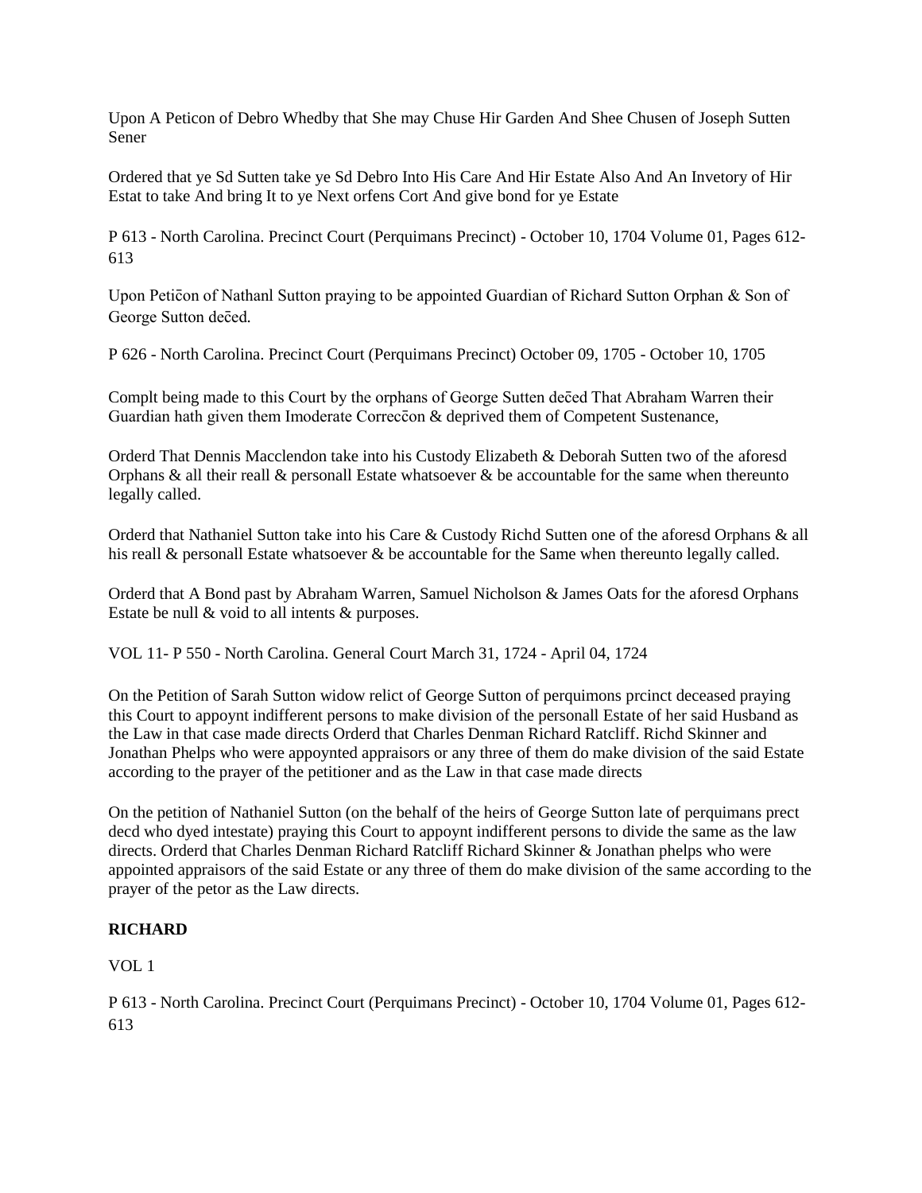Upon A Peticon of Debro Whedby that She may Chuse Hir Garden And Shee Chusen of Joseph Sutten Sener

Ordered that ye Sd Sutten take ye Sd Debro Into His Care And Hir Estate Also And An Invetory of Hir Estat to take And bring It to ye Next orfens Cort And give bond for ye Estate

P 613 - North Carolina. Precinct Court (Perquimans Precinct) - October 10, 1704 Volume 01, Pages 612-613

Upon Peticon of Nathanl Sutton praying to be appointed Guardian of Richard Sutton Orphan & Son of George Sutton deced.

P 626 - North Carolina. Precinct Court (Perquimans Precinct) October 09, 1705 - October 10, 1705

Complt being made to this Court by the orphans of George Sutten deced That Abraham Warren their Guardian hath given them Imoderate Correccon & deprived them of Competent Sustenance,

Orderd That Dennis Macclendon take into his Custody Elizabeth & Deborah Sutten two of the aforesd Orphans & all their reall & personall Estate whatsoever & be accountable for the same when thereunto legally called.

Orderd that Nathaniel Sutton take into his Care & Custody Richd Sutten one of the aforesd Orphans & all his reall & personall Estate whatsoever & be accountable for the Same when thereunto legally called.

Orderd that A Bond past by Abraham Warren, Samuel Nicholson & James Oats for the aforesd Orphans Estate be null & void to all intents & purposes.

VOL 11- P 550 - North Carolina. General Court March 31, 1724 - April 04, 1724

On the Petition of Sarah Sutton widow relict of George Sutton of perquimons prcinct deceased praying this Court to appoynt indifferent persons to make division of the personall Estate of her said Husband as the Law in that case made directs Orderd that Charles Denman Richard Ratcliff. Richd Skinner and Jonathan Phelps who were appoynted appraisors or any three of them do make division of the said Estate according to the prayer of the petitioner and as the Law in that case made directs

On the petition of Nathaniel Sutton (on the behalf of the heirs of George Sutton late of perquimans prect decd who dyed intestate) praying this Court to appoynt indifferent persons to divide the same as the law directs. Orderd that Charles Denman Richard Ratcliff Richard Skinner & Jonathan phelps who were appointed appraisors of the said Estate or any three of them do make division of the same according to the prayer of the petor as the Law directs.

**RICHARD**

VOL 1

P 613 - North Carolina. Precinct Court (Perquimans Precinct) - October 10, 1704 Volume 01, Pages 612-613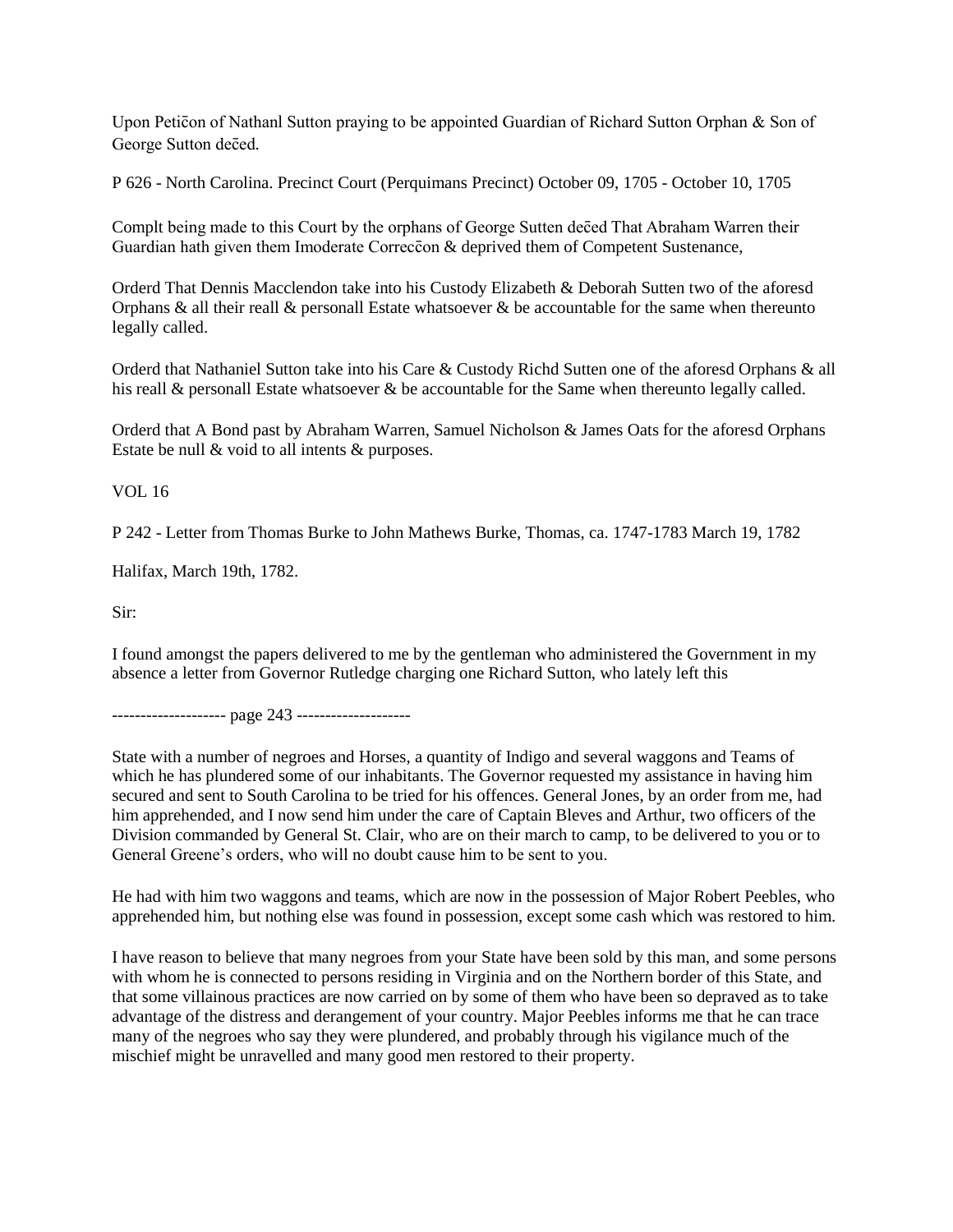Upon Peticõn of Nathanl Sutton praying to be appointed Guardian of Richard Sutton Orphan & Son of George Sutton decẽd.

P 626 - North Carolina. Precinct Court (Perquimans Precinct) October 09, 1705 - October 10, 1705

Complt being made to this Court by the orphans of George Sutten decẽd That Abraham Warren their Guardian hath given them Imoderate Correcc̃on & deprived them of Competent Sustenance,

Orderd That Dennis Macclendon take into his Custody Elizabeth & Deborah Sutten two of the aforesd Orphans & all their reall & personall Estate whatsoever & be accountable for the same when thereunto legally called.

Orderd that Nathaniel Sutton take into his Care & Custody Richd Sutten one of the aforesd Orphans & all his reall & personall Estate whatsoever & be accountable for the Same when thereunto legally called.

Orderd that A Bond past by Abraham Warren, Samuel Nicholson & James Oats for the aforesd Orphans Estate be null & void to all intents & purposes.

VOL 16

P 242 - Letter from Thomas Burke to John Mathews Burke, Thomas, ca. 1747-1783 March 19, 1782

Halifax, March 19th, 1782.

Sir:

I found amongst the papers delivered to me by the gentleman who administered the Government in my absence a letter from Governor Rutledge charging one Richard Sutton, who lately left this

-------------------- page 243 --------------------

State with a number of negroes and Horses, a quantity of Indigo and several waggons and Teams of which he has plundered some of our inhabitants. The Governor requested my assistance in having him secured and sent to South Carolina to be tried for his offences. General Jones, by an order from me, had him apprehended, and I now send him under the care of Captain Bleves and Arthur, two officers of the Division commanded by General St. Clair, who are on their march to camp, to be delivered to you or to General Greene's orders, who will no doubt cause him to be sent to you.

He had with him two waggons and teams, which are now in the possession of Major Robert Peebles, who apprehended him, but nothing else was found in possession, except some cash which was restored to him.

I have reason to believe that many negroes from your State have been sold by this man, and some persons with whom he is connected to persons residing in Virginia and on the Northern border of this State, and that some villainous practices are now carried on by some of them who have been so depraved as to take advantage of the distress and derangement of your country. Major Peebles informs me that he can trace many of the negroes who say they were plundered, and probably through his vigilance much of the mischief might be unravelled and many good men restored to their property.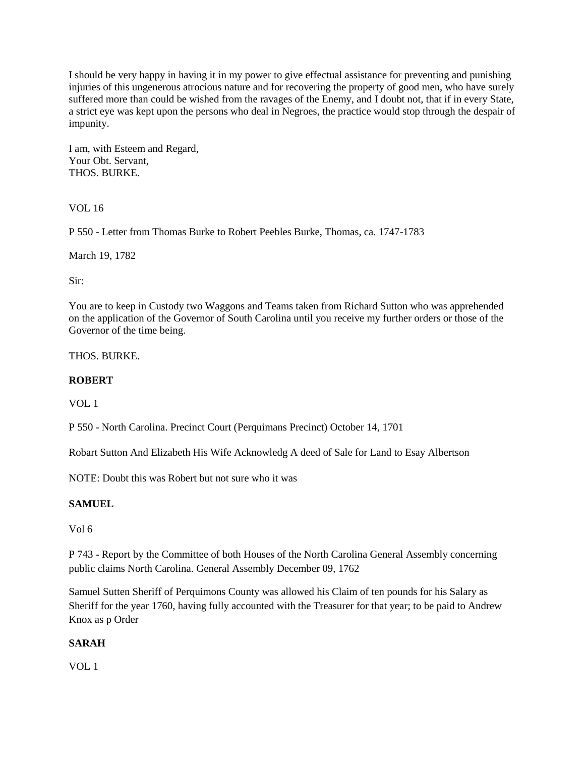I should be very happy in having it in my power to give effectual assistance for preventing and punishing injuries of this ungenerous atrocious nature and for recovering the property of good men, who have surely suffered more than could be wished from the ravages of the Enemy, and I doubt not, that if in every State, a strict eye was kept upon the persons who deal in Negroes, the practice would stop through the despair of impunity.

I am, with Esteem and Regard,
Your Obt. Servant,
THOS. BURKE.

VOL 16

P 550 - Letter from Thomas Burke to Robert Peebles Burke, Thomas, ca. 1747-1783

March 19, 1782

Sir:

You are to keep in Custody two Waggons and Teams taken from Richard Sutton who was apprehended on the application of the Governor of South Carolina until you receive my further orders or those of the Governor of the time being.

THOS. BURKE.

**ROBERT**

VOL 1

P 550 - North Carolina. Precinct Court (Perquimans Precinct) October 14, 1701

Robart Sutton And Elizabeth His Wife Acknowledg A deed of Sale for Land to Esay Albertson

NOTE: Doubt this was Robert but not sure who it was

**SAMUEL**

Vol 6

P 743 - Report by the Committee of both Houses of the North Carolina General Assembly concerning public claims North Carolina. General Assembly December 09, 1762

Samuel Sutten Sheriff of Perquimons County was allowed his Claim of ten pounds for his Salary as Sheriff for the year 1760, having fully accounted with the Treasurer for that year; to be paid to Andrew Knox as p Order

**SARAH**

VOL 1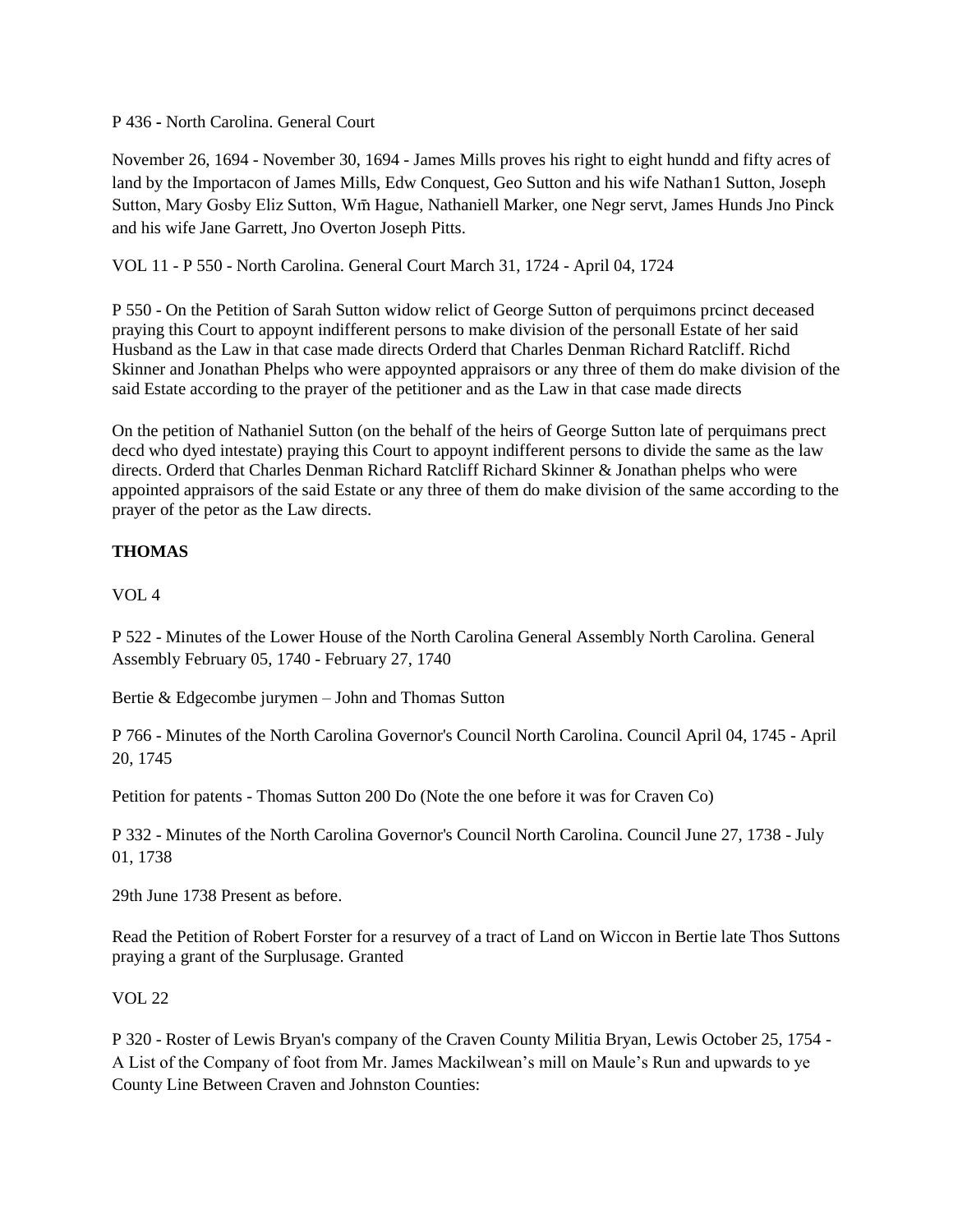P 436 - North Carolina. General Court

November 26, 1694 - November 30, 1694 - James Mills proves his right to eight hundd and fifty acres of land by the Importacon of James Mills, Edw Conquest, Geo Sutton and his wife Nathan1 Sutton, Joseph Sutton, Mary Gosby Eliz Sutton, Wm̄ Hague, Nathaniell Marker, one Negr servt, James Hunds Jno Pinck and his wife Jane Garrett, Jno Overton Joseph Pitts.

VOL 11 - P 550 - North Carolina. General Court March 31, 1724 - April 04, 1724

P 550 - On the Petition of Sarah Sutton widow relict of George Sutton of perquimons prcinct deceased praying this Court to appoynt indifferent persons to make division of the personall Estate of her said Husband as the Law in that case made directs Orderd that Charles Denman Richard Ratcliff. Richd Skinner and Jonathan Phelps who were appoynted appraisors or any three of them do make division of the said Estate according to the prayer of the petitioner and as the Law in that case made directs

On the petition of Nathaniel Sutton (on the behalf of the heirs of George Sutton late of perquimans prect decd who dyed intestate) praying this Court to appoynt indifferent persons to divide the same as the law directs. Orderd that Charles Denman Richard Ratcliff Richard Skinner & Jonathan phelps who were appointed appraisors of the said Estate or any three of them do make division of the same according to the prayer of the petor as the Law directs.

**THOMAS**

VOL 4

P 522 - Minutes of the Lower House of the North Carolina General Assembly North Carolina. General Assembly February 05, 1740 - February 27, 1740

Bertie & Edgecombe jurymen – John and Thomas Sutton

P 766 - Minutes of the North Carolina Governor's Council North Carolina. Council April 04, 1745 - April 20, 1745

Petition for patents - Thomas Sutton 200 Do (Note the one before it was for Craven Co)

P 332 - Minutes of the North Carolina Governor's Council North Carolina. Council June 27, 1738 - July 01, 1738

29th June 1738 Present as before.

Read the Petition of Robert Forster for a resurvey of a tract of Land on Wiccon in Bertie late Thos Suttons praying a grant of the Surplusage. Granted

VOL 22

P 320 - Roster of Lewis Bryan's company of the Craven County Militia Bryan, Lewis October 25, 1754 - A List of the Company of foot from Mr. James Mackilwean's mill on Maule's Run and upwards to ye County Line Between Craven and Johnston Counties: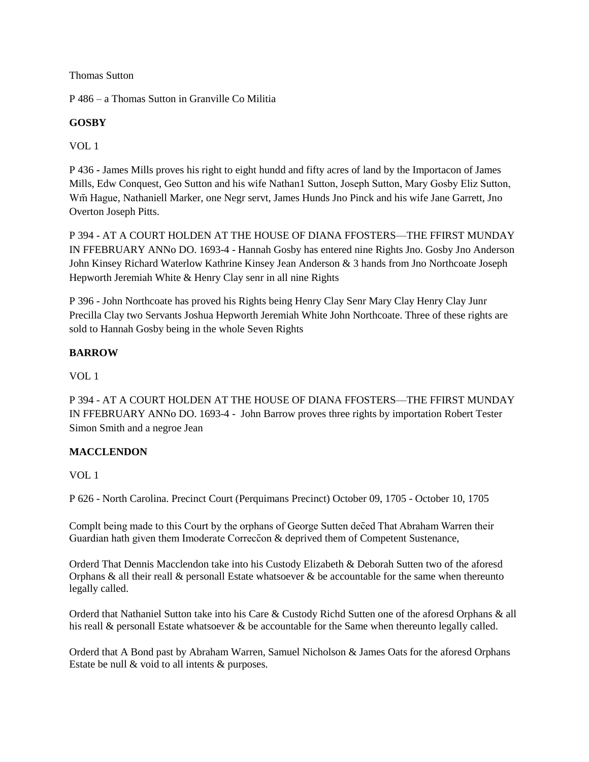Thomas Sutton

P 486 – a Thomas Sutton in Granville Co Militia

**GOSBY**

VOL 1

P 436 - James Mills proves his right to eight hundd and fifty acres of land by the Importacon of James Mills, Edw Conquest, Geo Sutton and his wife Nathan1 Sutton, Joseph Sutton, Mary Gosby Eliz Sutton, Wm̄ Hague, Nathaniell Marker, one Negr servt, James Hunds Jno Pinck and his wife Jane Garrett, Jno Overton Joseph Pitts.

P 394 - AT A COURT HOLDEN AT THE HOUSE OF DIANA FFOSTERS—THE FFIRST MUNDAY IN FFEBRUARY ANNo DO. 1693-4 - Hannah Gosby has entered nine Rights Jno. Gosby Jno Anderson John Kinsey Richard Waterlow Kathrine Kinsey Jean Anderson & 3 hands from Jno Northcoate Joseph Hepworth Jeremiah White & Henry Clay senr in all nine Rights

P 396 - John Northcoate has proved his Rights being Henry Clay Senr Mary Clay Henry Clay Junr Precilla Clay two Servants Joshua Hepworth Jeremiah White John Northcoate. Three of these rights are sold to Hannah Gosby being in the whole Seven Rights

**BARROW**

VOL 1

P 394 - AT A COURT HOLDEN AT THE HOUSE OF DIANA FFOSTERS—THE FFIRST MUNDAY IN FFEBRUARY ANNo DO. 1693-4 - John Barrow proves three rights by importation Robert Tester Simon Smith and a negroe Jean

**MACCLENDON**

VOL 1

P 626 - North Carolina. Precinct Court (Perquimans Precinct) October 09, 1705 - October 10, 1705

Complt being made to this Court by the orphans of George Sutten dec̄ed That Abraham Warren their Guardian hath given them Imoderate Correcc̄on & deprived them of Competent Sustenance,

Orderd That Dennis Macclendon take into his Custody Elizabeth & Deborah Sutten two of the aforesd Orphans & all their reall & personall Estate whatsoever & be accountable for the same when thereunto legally called.

Orderd that Nathaniel Sutton take into his Care & Custody Richd Sutten one of the aforesd Orphans & all his reall & personall Estate whatsoever & be accountable for the Same when thereunto legally called.

Orderd that A Bond past by Abraham Warren, Samuel Nicholson & James Oats for the aforesd Orphans Estate be null & void to all intents & purposes.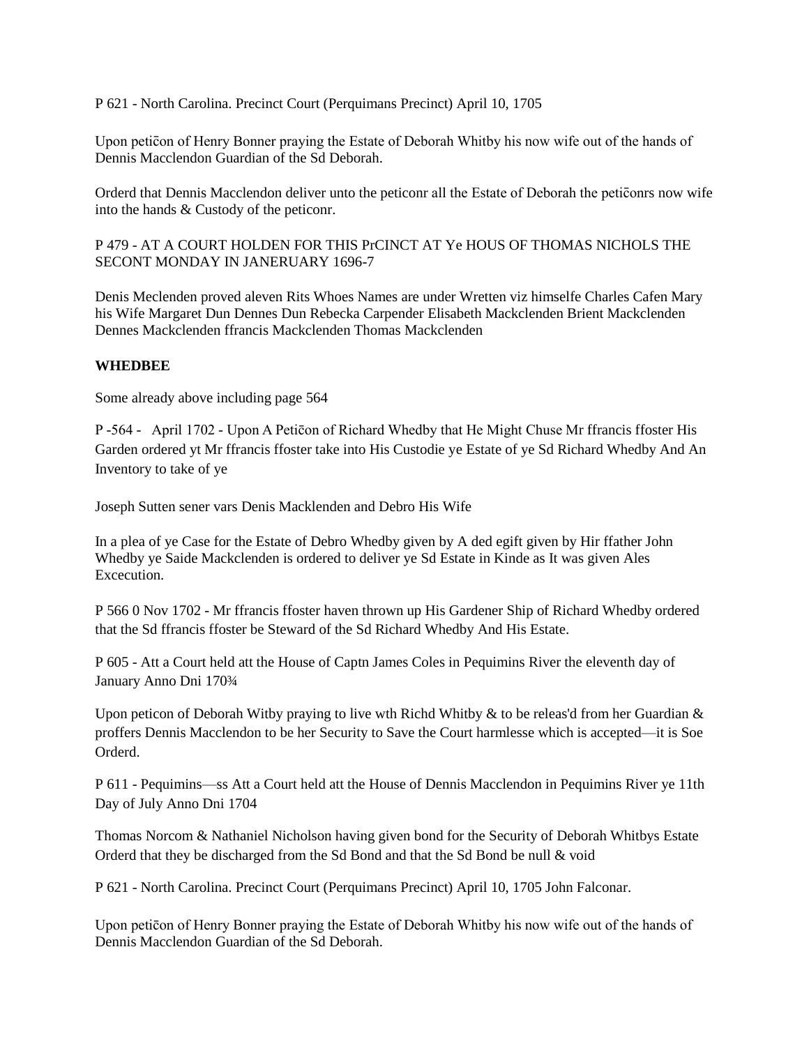P 621 - North Carolina. Precinct Court (Perquimans Precinct) April 10, 1705

Upon peticõn of Henry Bonner praying the Estate of Deborah Whitby his now wife out of the hands of Dennis Macclendon Guardian of the Sd Deborah.

Orderd that Dennis Macclendon deliver unto the peticonr all the Estate of Deborah the peticõnrs now wife into the hands & Custody of the peticonr.

P 479 - AT A COURT HOLDEN FOR THIS PrCINCT AT Ye HOUS OF THOMAS NICHOLS THE SECONT MONDAY IN JANERUARY 1696-7

Denis Meclenden proved aleven Rits Whoes Names are under Wretten viz himselfe Charles Cafen Mary his Wife Margaret Dun Dennes Dun Rebecka Carpender Elisabeth Mackclenden Brient Mackclenden Dennes Mackclenden ffrancis Mackclenden Thomas Mackclenden

**WHEDBEE**

Some already above including page 564

P -564 - April 1702 - Upon A Peticõn of Richard Whedby that He Might Chuse Mr ffrancis ffoster His Garden ordered yt Mr ffrancis ffoster take into His Custodie ye Estate of ye Sd Richard Whedby And An Inventory to take of ye

Joseph Sutten sener vars Denis Macklenden and Debro His Wife

In a plea of ye Case for the Estate of Debro Whedby given by A ded egift given by Hir ffather John Whedby ye Saide Mackclenden is ordered to deliver ye Sd Estate in Kinde as It was given Ales Excecution.

P 566 0 Nov 1702 - Mr ffrancis ffoster haven thrown up His Gardener Ship of Richard Whedby ordered that the Sd ffrancis ffoster be Steward of the Sd Richard Whedby And His Estate.

P 605 - Att a Court held att the House of Captn James Coles in Pequimins River the eleventh day of January Anno Dni 170¾

Upon peticon of Deborah Witby praying to live wth Richd Whitby & to be releas'd from her Guardian & proffers Dennis Macclendon to be her Security to Save the Court harmlesse which is accepted—it is Soe Orderd.

P 611 - Pequimins—ss Att a Court held att the House of Dennis Macclendon in Pequimins River ye 11th Day of July Anno Dni 1704

Thomas Norcom & Nathaniel Nicholson having given bond for the Security of Deborah Whitbys Estate Orderd that they be discharged from the Sd Bond and that the Sd Bond be null & void

P 621 - North Carolina. Precinct Court (Perquimans Precinct) April 10, 1705 John Falconar.

Upon peticõn of Henry Bonner praying the Estate of Deborah Whitby his now wife out of the hands of Dennis Macclendon Guardian of the Sd Deborah.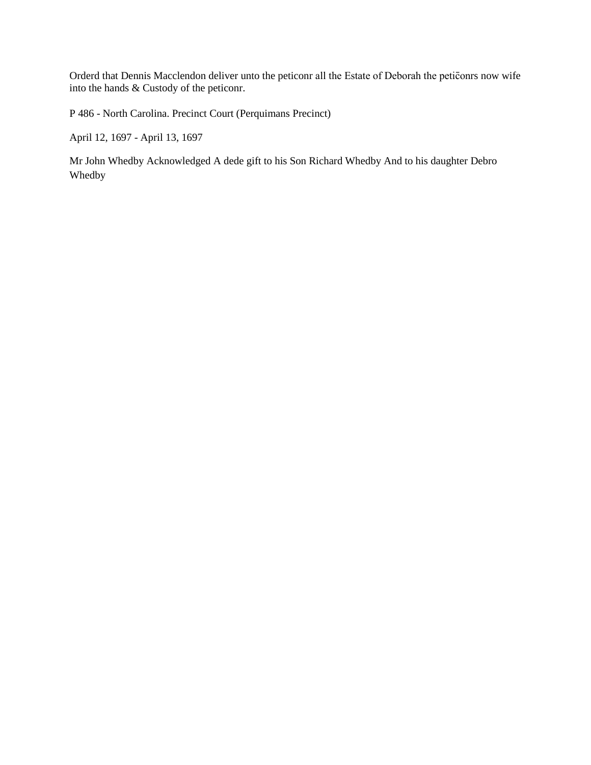Orderd that Dennis Macclendon deliver unto the peticonr all the Estate of Deborah the peticonrs now wife into the hands & Custody of the peticonr.

P 486 - North Carolina. Precinct Court (Perquimans Precinct)

April 12, 1697 - April 13, 1697

Mr John Whedby Acknowledged A dede gift to his Son Richard Whedby And to his daughter Debro Whedby